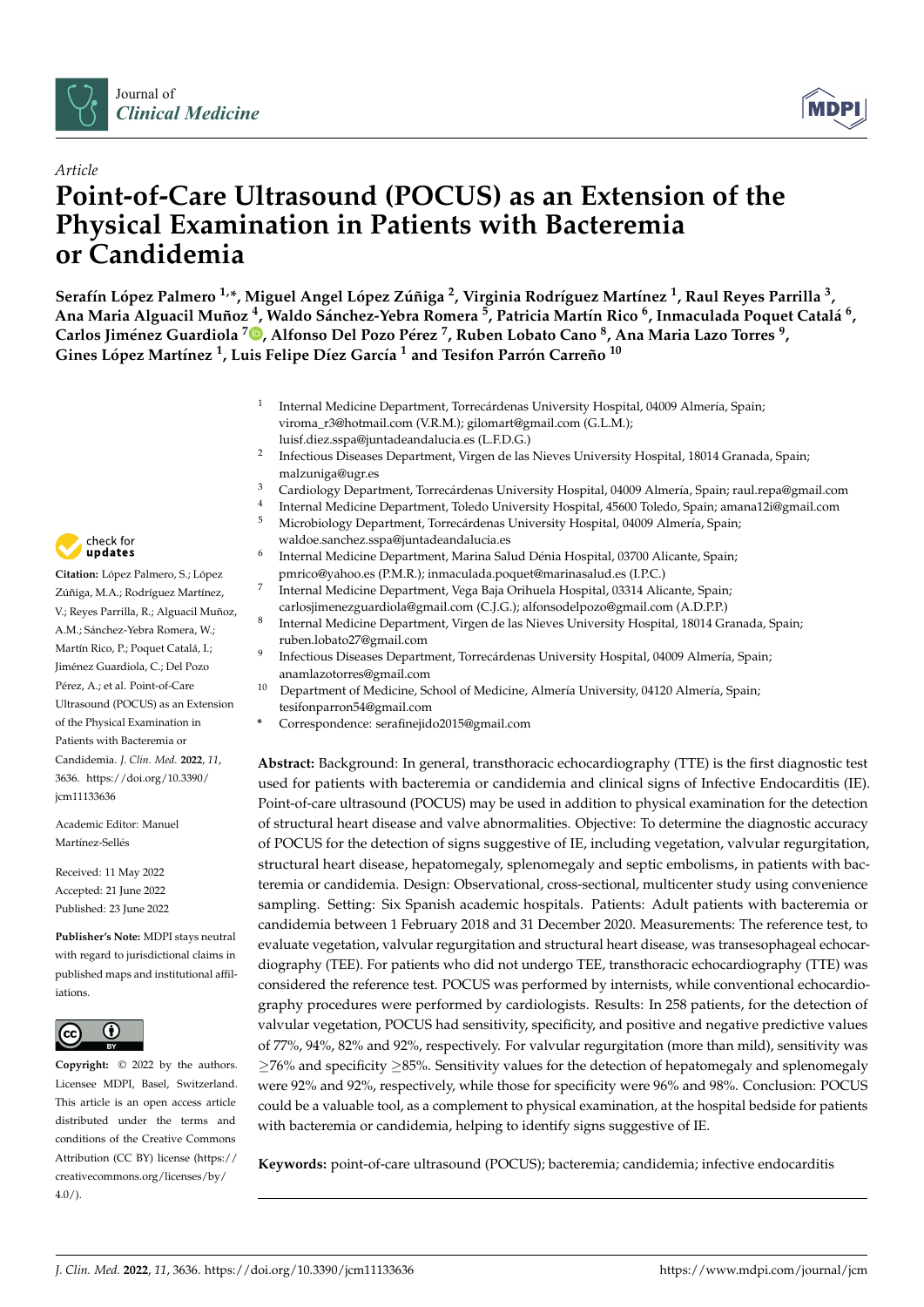*Article*

# Point-of-Care Ultrasound (POCUS) as an Extension of the Physical Examination in Patients with Bacteremia or Candidemia

**Serafín López Palmero [1,*], Miguel Angel López Zúñiga [2], Virginia Rodríguez Martínez [1], Raul Reyes Parrilla [3], Ana Maria Alguacil Muñoz [4], Waldo Sánchez-Yebra Romera [5], Patricia Martín Rico [6], Inmaculada Poquet Catalá [6], Carlos Jiménez Guardiola [7], Alfonso Del Pozo Pérez [7], Ruben Lobato Cano [8], Ana Maria Lazo Torres [9], Gines López Martínez [1], Luis Felipe Díez García [1] and Tesifon Parrón Carreño [10]**

1. Internal Medicine Department, Torrecárdenas University Hospital, 04009 Almería, Spain; viroma_r3@hotmail.com (V.R.M.); gilomart@gmail.com (G.L.M.); luisf.diez.sspa@juntadeandalucia.es (L.F.D.G.)
2. Infectious Diseases Department, Virgen de las Nieves University Hospital, 18014 Granada, Spain; malzuniga@ugr.es
3. Cardiology Department, Torrecárdenas University Hospital, 04009 Almería, Spain; raul.repa@gmail.com
4. Internal Medicine Department, Toledo University Hospital, 45600 Toledo, Spain; amana12i@gmail.com
5. Microbiology Department, Torrecárdenas University Hospital, 04009 Almería, Spain; waldoe.sanchez.sspa@juntadeandalucia.es
6. Internal Medicine Department, Marina Salud Dénia Hospital, 03700 Alicante, Spain; pmrico@yahoo.es (P.M.R.); inmaculada.poquet@marinasalud.es (I.P.C.)
7. Internal Medicine Department, Vega Baja Orihuela Hospital, 03314 Alicante, Spain; carlosjimenezguardiola@gmail.com (C.J.G.); alfonsodelpozo@gmail.com (A.D.P.P.)
8. Internal Medicine Department, Virgen de las Nieves University Hospital, 18014 Granada, Spain; ruben.lobato27@gmail.com
9. Infectious Diseases Department, Torrecárdenas University Hospital, 04009 Almería, Spain; anamlazotorres@gmail.com
10. Department of Medicine, School of Medicine, Almería University, 04120 Almería, Spain; tesifonparron54@gmail.com

\* Correspondence: serafinejido2015@gmail.com

**Citation:** López Palmero, S.; López Zúñiga, M.A.; Rodríguez Martínez, V.; Reyes Parrilla, R.; Alguacil Muñoz, A.M.; Sánchez-Yebra Romera, W.; Martín Rico, P.; Poquet Catalá, I.; Jiménez Guardiola, C.; Del Pozo Pérez, A.; et al. Point-of-Care Ultrasound (POCUS) as an Extension of the Physical Examination in Patients with Bacteremia or Candidemia. *J. Clin. Med.* **2022**, *11*, 3636. https://doi.org/10.3390/jcm11133636

Academic Editor: Manuel Martínez-Sellés

Received: 11 May 2022
Accepted: 21 June 2022
Published: 23 June 2022

**Publisher's Note:** MDPI stays neutral with regard to jurisdictional claims in published maps and institutional affiliations.

**Copyright:** © 2022 by the authors. Licensee MDPI, Basel, Switzerland. This article is an open access article distributed under the terms and conditions of the Creative Commons Attribution (CC BY) license (https://creativecommons.org/licenses/by/4.0/).

**Abstract:** Background: In general, transthoracic echocardiography (TTE) is the first diagnostic test used for patients with bacteremia or candidemia and clinical signs of Infective Endocarditis (IE). Point-of-care ultrasound (POCUS) may be used in addition to physical examination for the detection of structural heart disease and valve abnormalities. Objective: To determine the diagnostic accuracy of POCUS for the detection of signs suggestive of IE, including vegetation, valvular regurgitation, structural heart disease, hepatomegaly, splenomegaly and septic embolisms, in patients with bacteremia or candidemia. Design: Observational, cross-sectional, multicenter study using convenience sampling. Setting: Six Spanish academic hospitals. Patients: Adult patients with bacteremia or candidemia between 1 February 2018 and 31 December 2020. Measurements: The reference test, to evaluate vegetation, valvular regurgitation and structural heart disease, was transesophageal echocardiography (TEE). For patients who did not undergo TEE, transthoracic echocardiography (TTE) was considered the reference test. POCUS was performed by internists, while conventional echocardiography procedures were performed by cardiologists. Results: In 258 patients, for the detection of valvular vegetation, POCUS had sensitivity, specificity, and positive and negative predictive values of 77%, 94%, 82% and 92%, respectively. For valvular regurgitation (more than mild), sensitivity was $\geq$76% and specificity $\geq$85%. Sensitivity values for the detection of hepatomegaly and splenomegaly were 92% and 92%, respectively, while those for specificity were 96% and 98%. Conclusion: POCUS could be a valuable tool, as a complement to physical examination, at the hospital bedside for patients with bacteremia or candidemia, helping to identify signs suggestive of IE.

**Keywords:** point-of-care ultrasound (POCUS); bacteremia; candidemia; infective endocarditis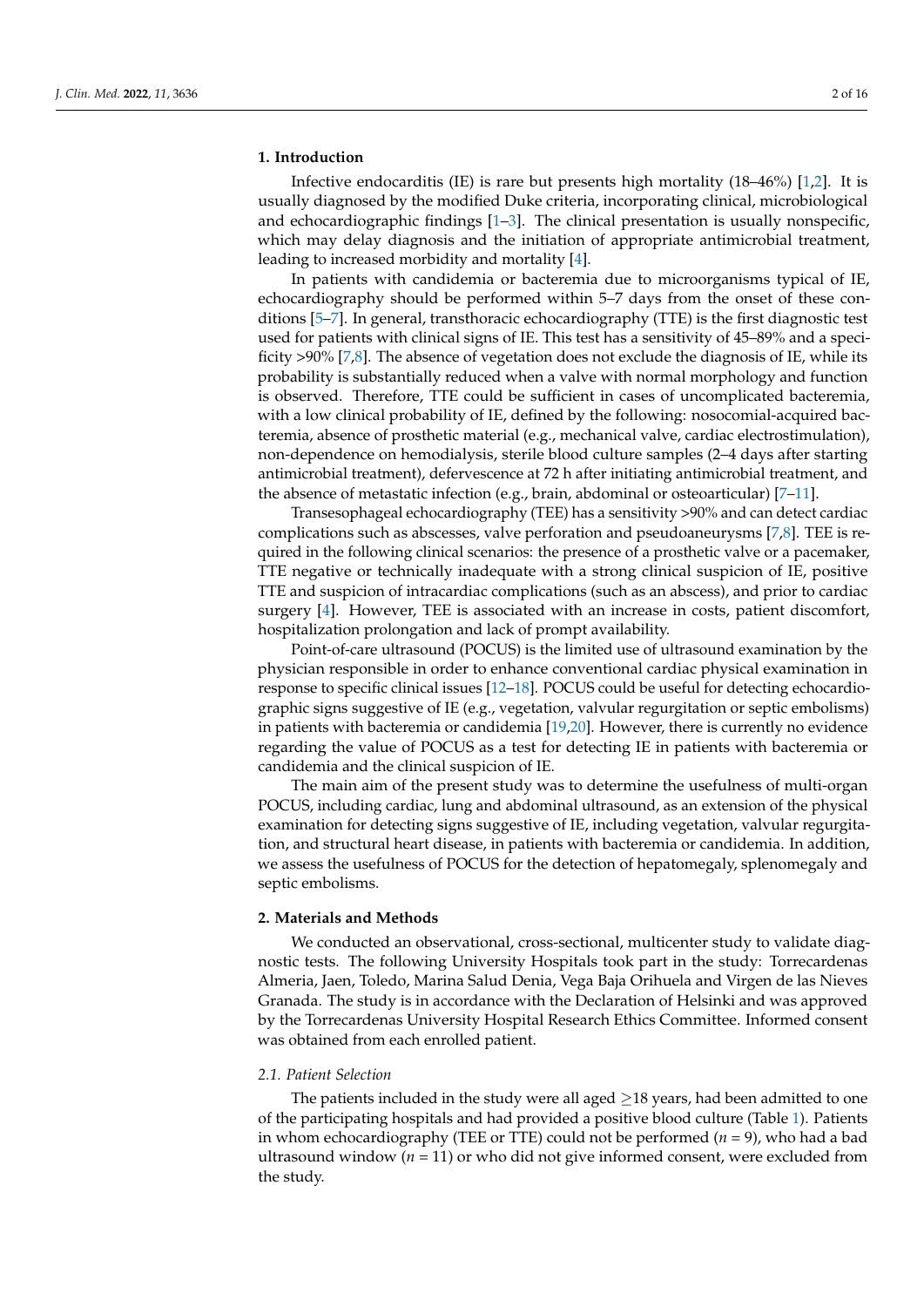## 1. Introduction

Infective endocarditis (IE) is rare but presents high mortality (18–46%) [1,2]. It is usually diagnosed by the modified Duke criteria, incorporating clinical, microbiological and echocardiographic findings [1–3]. The clinical presentation is usually nonspecific, which may delay diagnosis and the initiation of appropriate antimicrobial treatment, leading to increased morbidity and mortality [4].

In patients with candidemia or bacteremia due to microorganisms typical of IE, echocardiography should be performed within 5–7 days from the onset of these conditions [5–7]. In general, transthoracic echocardiography (TTE) is the first diagnostic test used for patients with clinical signs of IE. This test has a sensitivity of 45–89% and a specificity >90% [7,8]. The absence of vegetation does not exclude the diagnosis of IE, while its probability is substantially reduced when a valve with normal morphology and function is observed. Therefore, TTE could be sufficient in cases of uncomplicated bacteremia, with a low clinical probability of IE, defined by the following: nosocomial-acquired bacteremia, absence of prosthetic material (e.g., mechanical valve, cardiac electrostimulation), non-dependence on hemodialysis, sterile blood culture samples (2–4 days after starting antimicrobial treatment), defervescence at 72 h after initiating antimicrobial treatment, and the absence of metastatic infection (e.g., brain, abdominal or osteoarticular) [7–11].

Transesophageal echocardiography (TEE) has a sensitivity >90% and can detect cardiac complications such as abscesses, valve perforation and pseudoaneurysms [7,8]. TEE is required in the following clinical scenarios: the presence of a prosthetic valve or a pacemaker, TTE negative or technically inadequate with a strong clinical suspicion of IE, positive TTE and suspicion of intracardiac complications (such as an abscess), and prior to cardiac surgery [4]. However, TEE is associated with an increase in costs, patient discomfort, hospitalization prolongation and lack of prompt availability.

Point-of-care ultrasound (POCUS) is the limited use of ultrasound examination by the physician responsible in order to enhance conventional cardiac physical examination in response to specific clinical issues [12–18]. POCUS could be useful for detecting echocardiographic signs suggestive of IE (e.g., vegetation, valvular regurgitation or septic embolisms) in patients with bacteremia or candidemia [19,20]. However, there is currently no evidence regarding the value of POCUS as a test for detecting IE in patients with bacteremia or candidemia and the clinical suspicion of IE.

The main aim of the present study was to determine the usefulness of multi-organ POCUS, including cardiac, lung and abdominal ultrasound, as an extension of the physical examination for detecting signs suggestive of IE, including vegetation, valvular regurgitation, and structural heart disease, in patients with bacteremia or candidemia. In addition, we assess the usefulness of POCUS for the detection of hepatomegaly, splenomegaly and septic embolisms.

## 2. Materials and Methods

We conducted an observational, cross-sectional, multicenter study to validate diagnostic tests. The following University Hospitals took part in the study: Torrecardenas Almeria, Jaen, Toledo, Marina Salud Denia, Vega Baja Orihuela and Virgen de las Nieves Granada. The study is in accordance with the Declaration of Helsinki and was approved by the Torrecardenas University Hospital Research Ethics Committee. Informed consent was obtained from each enrolled patient.

### 2.1. Patient Selection

The patients included in the study were all aged ≥18 years, had been admitted to one of the participating hospitals and had provided a positive blood culture (Table 1). Patients in whom echocardiography (TEE or TTE) could not be performed ($n$ = 9), who had a bad ultrasound window ($n$ = 11) or who did not give informed consent, were excluded from the study.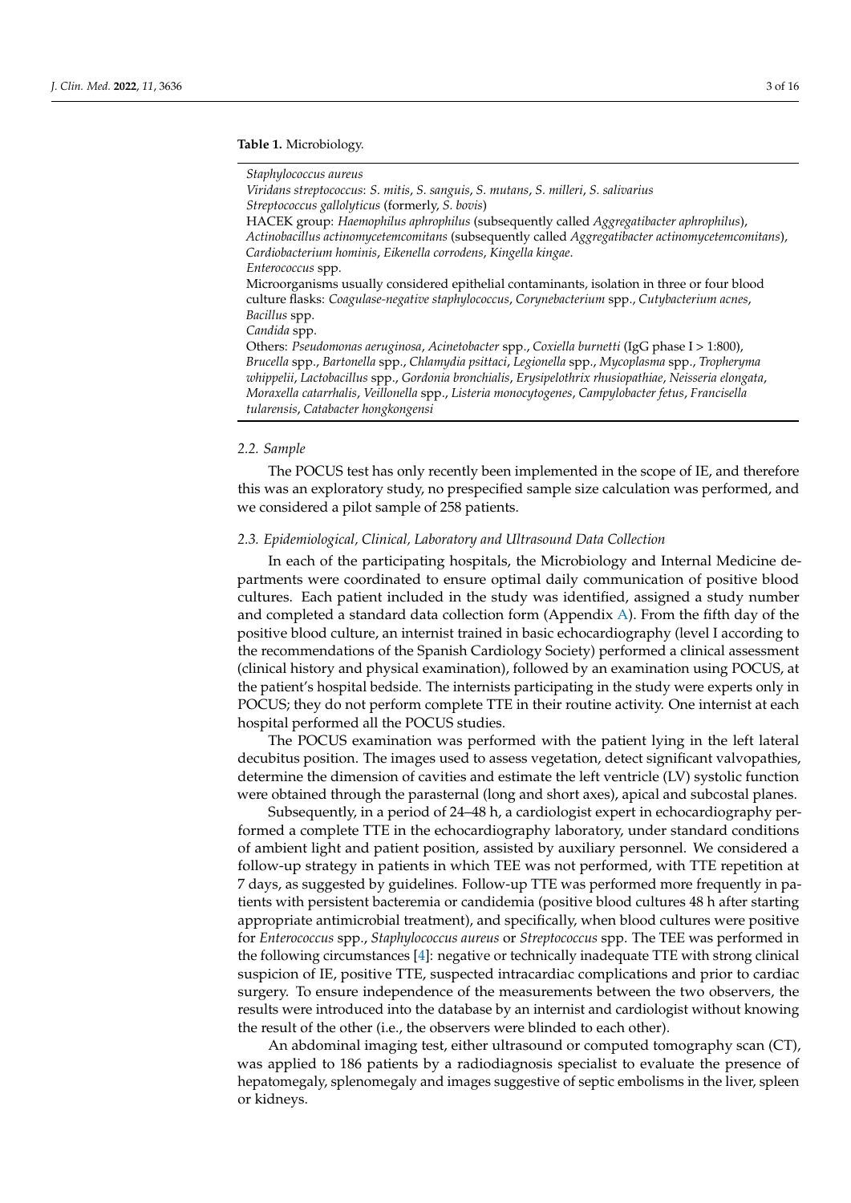**Table 1.** Microbiology.

| |
|---|
| *Staphylococcus aureus* |
| *Viridans streptococcus: S. mitis*, *S. sanguis*, *S. mutans*, *S. milleri*, *S. salivarius* |
| *Streptococcus gallolyticus* (formerly, *S. bovis*) |
| HACEK group: *Haemophilus aphrophilus* (subsequently called *Aggregatibacter aphrophilus*), *Actinobacillus actinomycetemcomitans* (subsequently called *Aggregatibacter actinomycetemcomitans*), *Cardiobacterium hominis*, *Eikenella corrodens*, *Kingella kingae*. |
| *Enterococcus* spp. |
| Microorganisms usually considered epithelial contaminants, isolation in three or four blood culture flasks: *Coagulase-negative staphylococcus*, *Corynebacterium* spp., *Cutybacterium acnes*, *Bacillus* spp. |
| *Candida* spp. |
| Others: *Pseudomonas aeruginosa*, *Acinetobacter* spp., *Coxiella burnetti* (IgG phase I > 1:800), *Brucella* spp., *Bartonella* spp., *Chlamydia psittaci*, *Legionella* spp., *Mycoplasma* spp., *Tropheryma whippelii*, *Lactobacillus* spp., *Gordonia bronchialis*, *Erysipelothrix rhusiopathiae*, *Neisseria elongata*, *Moraxella catarrhalis*, *Veillonella* spp., *Listeria monocytogenes*, *Campylobacter fetus*, *Francisella tularensis*, *Catabacter hongkongensi* |

### *2.2. Sample*

The POCUS test has only recently been implemented in the scope of IE, and therefore this was an exploratory study, no prespecified sample size calculation was performed, and we considered a pilot sample of 258 patients.

### *2.3. Epidemiological, Clinical, Laboratory and Ultrasound Data Collection*

In each of the participating hospitals, the Microbiology and Internal Medicine departments were coordinated to ensure optimal daily communication of positive blood cultures. Each patient included in the study was identified, assigned a study number and completed a standard data collection form (Appendix A). From the fifth day of the positive blood culture, an internist trained in basic echocardiography (level I according to the recommendations of the Spanish Cardiology Society) performed a clinical assessment (clinical history and physical examination), followed by an examination using POCUS, at the patient's hospital bedside. The internists participating in the study were experts only in POCUS; they do not perform complete TTE in their routine activity. One internist at each hospital performed all the POCUS studies.

The POCUS examination was performed with the patient lying in the left lateral decubitus position. The images used to assess vegetation, detect significant valvopathies, determine the dimension of cavities and estimate the left ventricle (LV) systolic function were obtained through the parasternal (long and short axes), apical and subcostal planes.

Subsequently, in a period of 24–48 h, a cardiologist expert in echocardiography performed a complete TTE in the echocardiography laboratory, under standard conditions of ambient light and patient position, assisted by auxiliary personnel. We considered a follow-up strategy in patients in which TEE was not performed, with TTE repetition at 7 days, as suggested by guidelines. Follow-up TTE was performed more frequently in patients with persistent bacteremia or candidemia (positive blood cultures 48 h after starting appropriate antimicrobial treatment), and specifically, when blood cultures were positive for *Enterococcus* spp., *Staphylococcus aureus* or *Streptococcus* spp. The TEE was performed in the following circumstances [4]: negative or technically inadequate TTE with strong clinical suspicion of IE, positive TTE, suspected intracardiac complications and prior to cardiac surgery. To ensure independence of the measurements between the two observers, the results were introduced into the database by an internist and cardiologist without knowing the result of the other (i.e., the observers were blinded to each other).

An abdominal imaging test, either ultrasound or computed tomography scan (CT), was applied to 186 patients by a radiodiagnosis specialist to evaluate the presence of hepatomegaly, splenomegaly and images suggestive of septic embolisms in the liver, spleen or kidneys.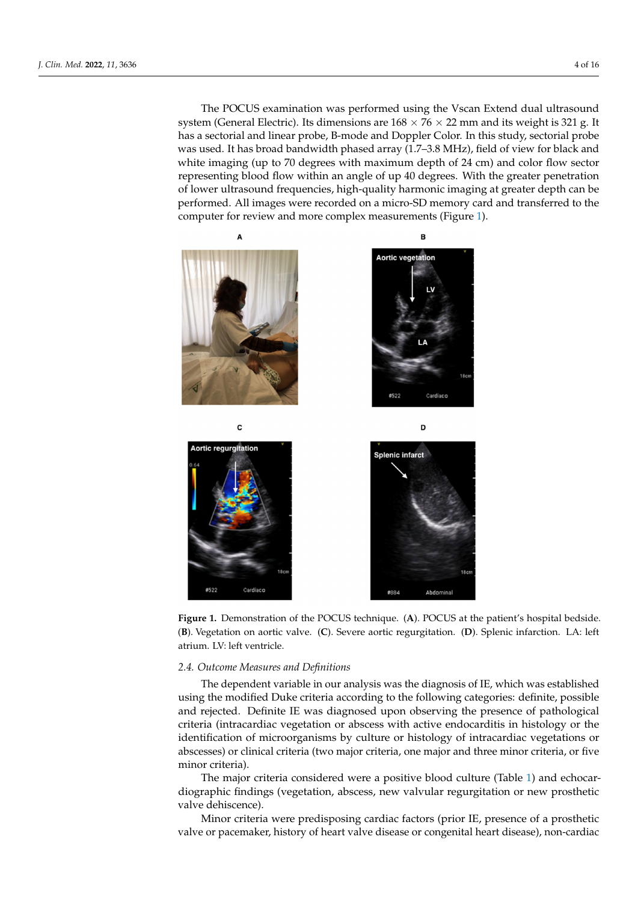The POCUS examination was performed using the Vscan Extend dual ultrasound system (General Electric). Its dimensions are 168 × 76 × 22 mm and its weight is 321 g. It has a sectorial and linear probe, B-mode and Doppler Color. In this study, sectorial probe was used. It has broad bandwidth phased array (1.7–3.8 MHz), field of view for black and white imaging (up to 70 degrees with maximum depth of 24 cm) and color flow sector representing blood flow within an angle of up 40 degrees. With the greater penetration of lower ultrasound frequencies, high-quality harmonic imaging at greater depth can be performed. All images were recorded on a micro-SD memory card and transferred to the computer for review and more complex measurements (Figure 1).

**Figure 1.** Demonstration of the POCUS technique. (**A**). POCUS at the patient's hospital bedside. (**B**). Vegetation on aortic valve. (**C**). Severe aortic regurgitation. (**D**). Splenic infarction. LA: left atrium. LV: left ventricle.

### 2.4. Outcome Measures and Definitions

The dependent variable in our analysis was the diagnosis of IE, which was established using the modified Duke criteria according to the following categories: definite, possible and rejected. Definite IE was diagnosed upon observing the presence of pathological criteria (intracardiac vegetation or abscess with active endocarditis in histology or the identification of microorganisms by culture or histology of intracardiac vegetations or abscesses) or clinical criteria (two major criteria, one major and three minor criteria, or five minor criteria).

The major criteria considered were a positive blood culture (Table 1) and echocardiographic findings (vegetation, abscess, new valvular regurgitation or new prosthetic valve dehiscence).

Minor criteria were predisposing cardiac factors (prior IE, presence of a prosthetic valve or pacemaker, history of heart valve disease or congenital heart disease), non-cardiac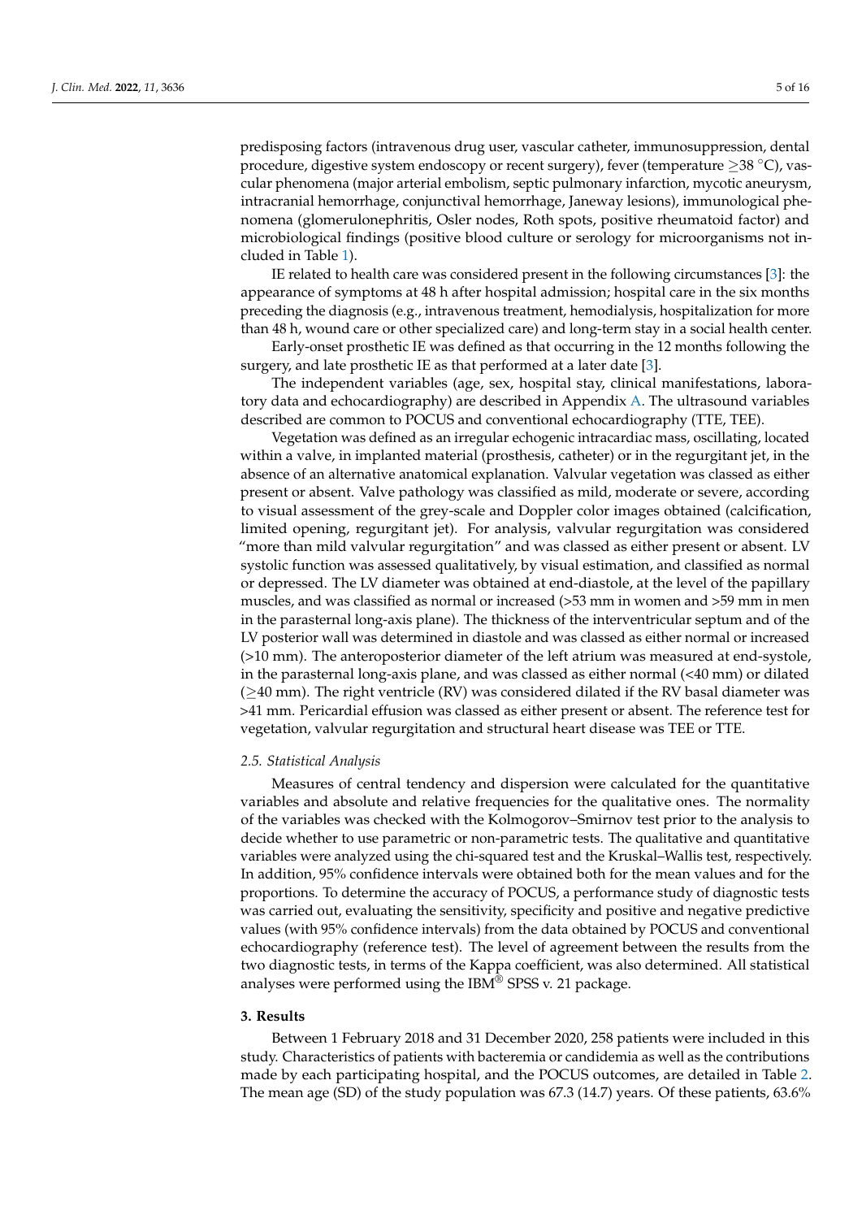predisposing factors (intravenous drug user, vascular catheter, immunosuppression, dental procedure, digestive system endoscopy or recent surgery), fever (temperature ≥38 °C), vascular phenomena (major arterial embolism, septic pulmonary infarction, mycotic aneurysm, intracranial hemorrhage, conjunctival hemorrhage, Janeway lesions), immunological phenomena (glomerulonephritis, Osler nodes, Roth spots, positive rheumatoid factor) and microbiological findings (positive blood culture or serology for microorganisms not included in Table 1).

IE related to health care was considered present in the following circumstances [3]: the appearance of symptoms at 48 h after hospital admission; hospital care in the six months preceding the diagnosis (e.g., intravenous treatment, hemodialysis, hospitalization for more than 48 h, wound care or other specialized care) and long-term stay in a social health center.

Early-onset prosthetic IE was defined as that occurring in the 12 months following the surgery, and late prosthetic IE as that performed at a later date [3].

The independent variables (age, sex, hospital stay, clinical manifestations, laboratory data and echocardiography) are described in Appendix A. The ultrasound variables described are common to POCUS and conventional echocardiography (TTE, TEE).

Vegetation was defined as an irregular echogenic intracardiac mass, oscillating, located within a valve, in implanted material (prosthesis, catheter) or in the regurgitant jet, in the absence of an alternative anatomical explanation. Valvular vegetation was classed as either present or absent. Valve pathology was classified as mild, moderate or severe, according to visual assessment of the grey-scale and Doppler color images obtained (calcification, limited opening, regurgitant jet). For analysis, valvular regurgitation was considered "more than mild valvular regurgitation" and was classed as either present or absent. LV systolic function was assessed qualitatively, by visual estimation, and classified as normal or depressed. The LV diameter was obtained at end-diastole, at the level of the papillary muscles, and was classified as normal or increased (>53 mm in women and >59 mm in men in the parasternal long-axis plane). The thickness of the interventricular septum and of the LV posterior wall was determined in diastole and was classed as either normal or increased (>10 mm). The anteroposterior diameter of the left atrium was measured at end-systole, in the parasternal long-axis plane, and was classed as either normal (<40 mm) or dilated (≥40 mm). The right ventricle (RV) was considered dilated if the RV basal diameter was >41 mm. Pericardial effusion was classed as either present or absent. The reference test for vegetation, valvular regurgitation and structural heart disease was TEE or TTE.

### 2.5. Statistical Analysis

Measures of central tendency and dispersion were calculated for the quantitative variables and absolute and relative frequencies for the qualitative ones. The normality of the variables was checked with the Kolmogorov–Smirnov test prior to the analysis to decide whether to use parametric or non-parametric tests. The qualitative and quantitative variables were analyzed using the chi-squared test and the Kruskal–Wallis test, respectively. In addition, 95% confidence intervals were obtained both for the mean values and for the proportions. To determine the accuracy of POCUS, a performance study of diagnostic tests was carried out, evaluating the sensitivity, specificity and positive and negative predictive values (with 95% confidence intervals) from the data obtained by POCUS and conventional echocardiography (reference test). The level of agreement between the results from the two diagnostic tests, in terms of the Kappa coefficient, was also determined. All statistical analyses were performed using the IBM® SPSS v. 21 package.

## 3. Results

Between 1 February 2018 and 31 December 2020, 258 patients were included in this study. Characteristics of patients with bacteremia or candidemia as well as the contributions made by each participating hospital, and the POCUS outcomes, are detailed in Table 2. The mean age (SD) of the study population was 67.3 (14.7) years. Of these patients, 63.6%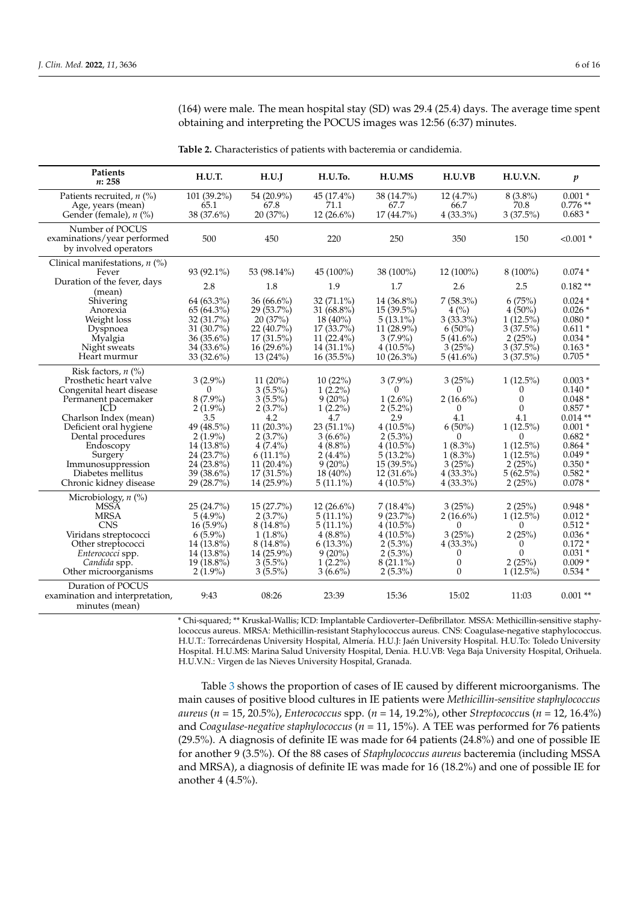(164) were male. The mean hospital stay (SD) was 29.4 (25.4) days. The average time spent obtaining and interpreting the POCUS images was 12:56 (6:37) minutes.

**Table 2.** Characteristics of patients with bacteremia or candidemia.

| Patients *n*: 258 | H.U.T. | H.U.J | H.U.To. | H.U.MS | H.U.VB | H.U.V.N. | *p* |
|---|---|---|---|---|---|---|---|
| Patients recruited, *n* (%) | 101 (39.2%) | 54 (20.9%) | 45 (17.4%) | 38 (14.7%) | 12 (4.7%) | 8 (3.8%) | 0.001 * |
| Age, years (mean) | 65.1 | 67.8 | 71.1 | 67.7 | 66.7 | 70.8 | 0.776 ** |
| Gender (female), *n* (%) | 38 (37.6%) | 20 (37%) | 12 (26.6%) | 17 (44.7%) | 4 (33.3%) | 3 (37.5%) | 0.683 * |
| Number of POCUS examinations/year performed by involved operators | 500 | 450 | 220 | 250 | 350 | 150 | <0.001 * |
| Clinical manifestations, *n* (%) | | | | | | | |
| Fever | 93 (92.1%) | 53 (98.14%) | 45 (100%) | 38 (100%) | 12 (100%) | 8 (100%) | 0.074 * |
| Duration of the fever, days (mean) | 2.8 | 1.8 | 1.9 | 1.7 | 2.6 | 2.5 | 0.182 ** |
| Shivering | 64 (63.3%) | 36 (66.6%) | 32 (71.1%) | 14 (36.8%) | 7 (58.3%) | 6 (75%) | 0.024 * |
| Anorexia | 65 (64.3%) | 29 (53.7%) | 31 (68.8%) | 15 (39.5%) | 4 (%) | 4 (50%) | 0.026 * |
| Weight loss | 32 (31.7%) | 20 (37%) | 18 (40%) | 5 (13.1%) | 3 (33.3%) | 1 (12.5%) | 0.080 * |
| Dyspnoea | 31 (30.7%) | 22 (40.7%) | 17 (33.7%) | 11 (28.9%) | 6 (50%) | 3 (37.5%) | 0.611 * |
| Myalgia | 36 (35.6%) | 17 (31.5%) | 11 (22.4%) | 3 (7.9%) | 5 (41.6%) | 2 (25%) | 0.034 * |
| Night sweats | 34 (33.6%) | 16 (29.6%) | 14 (31.1%) | 4 (10.5%) | 3 (25%) | 3 (37.5%) | 0.163 * |
| Heart murmur | 33 (32.6%) | 13 (24%) | 16 (35.5%) | 10 (26.3%) | 5 (41.6%) | 3 (37.5%) | 0.705 * |
| Risk factors, *n* (%) | | | | | | | |
| Prosthetic heart valve | 3 (2.9%) | 11 (20%) | 10 (22%) | 3 (7.9%) | 3 (25%) | 1 (12.5%) | 0.003 * |
| Congenital heart disease | 0 | 3 (5.5%) | 1 (2.2%) | 0 | 0 | 0 | 0.140 * |
| Permanent pacemaker | 8 (7.9%) | 3 (5.5%) | 9 (20%) | 1 (2.6%) | 2 (16.6%) | 0 | 0.048 * |
| ICD | 2 (1.9%) | 2 (3.7%) | 1 (2.2%) | 2 (5.2%) | 0 | 0 | 0.857 * |
| Charlson Index (mean) | 3.5 | 4.2 | 4.7 | 2.9 | 4.1 | 4.1 | 0.014 ** |
| Deficient oral hygiene | 49 (48.5%) | 11 (20.3%) | 23 (51.1%) | 4 (10.5%) | 6 (50%) | 1 (12.5%) | 0.001 * |
| Dental procedures | 2 (1.9%) | 2 (3.7%) | 3 (6.6%) | 2 (5.3%) | 0 | 0 | 0.682 * |
| Endoscopy | 14 (13.8%) | 4 (7.4%) | 4 (8.8%) | 4 (10.5%) | 1 (8.3%) | 1 (12.5%) | 0.864 * |
| Surgery | 24 (23.7%) | 6 (11.1%) | 2 (4.4%) | 5 (13.2%) | 1 (8.3%) | 1 (12.5%) | 0.049 * |
| Immunosuppression | 24 (23.8%) | 11 (20.4%) | 9 (20%) | 15 (39.5%) | 3 (25%) | 2 (25%) | 0.350 * |
| Diabetes mellitus | 39 (38.6%) | 17 (31.5%) | 18 (40%) | 12 (31.6%) | 4 (33.3%) | 5 (62.5%) | 0.582 * |
| Chronic kidney disease | 29 (28.7%) | 14 (25.9%) | 5 (11.1%) | 4 (10.5%) | 4 (33.3%) | 2 (25%) | 0.078 * |
| Microbiology, *n* (%) | | | | | | | |
| MSSA | 25 (24.7%) | 15 (27.7%) | 12 (26.6%) | 7 (18.4%) | 3 (25%) | 2 (25%) | 0.948 * |
| MRSA | 5 (4.9%) | 2 (3.7%) | 5 (11.1%) | 9 (23.7%) | 2 (16.6%) | 1 (12.5%) | 0.012 * |
| CNS | 16 (5.9%) | 8 (14.8%) | 5 (11.1%) | 4 (10.5%) | 0 | 0 | 0.512 * |
| Viridans streptococci | 6 (5.9%) | 1 (1.8%) | 4 (8.8%) | 4 (10.5%) | 3 (25%) | 2 (25%) | 0.036 * |
| Other streptococci | 14 (13.8%) | 8 (14.8%) | 6 (13.3%) | 2 (5.3%) | 4 (33.3%) | 0 | 0.172 * |
| *Enterococci* spp. | 14 (13.8%) | 14 (25.9%) | 9 (20%) | 2 (5.3%) | 0 | 0 | 0.031 * |
| *Candida* spp. | 19 (18.8%) | 3 (5.5%) | 1 (2.2%) | 8 (21.1%) | 0 | 2 (25%) | 0.009 * |
| Other microorganisms | 2 (1.9%) | 3 (5.5%) | 3 (6.6%) | 2 (5.3%) | 0 | 1 (12.5%) | 0.534 * |
| Duration of POCUS examination and interpretation, minutes (mean) | 9:43 | 08:26 | 23:39 | 15:36 | 15:02 | 11:03 | 0.001 ** |

\* Chi-squared; ** Kruskal-Wallis; ICD: Implantable Cardioverter–Defibrillator. MSSA: Methicillin-sensitive staphylococcus aureus. MRSA: Methicillin-resistant Staphylococcus aureus. CNS: Coagulase-negative staphylococcus. H.U.T.: Torrecárdenas University Hospital, Almería. H.U.J: Jaén University Hospital. H.U.To: Toledo University Hospital. H.U.MS: Marina Salud University Hospital, Denia. H.U.VB: Vega Baja University Hospital, Orihuela. H.U.V.N.: Virgen de las Nieves University Hospital, Granada.

Table 3 shows the proportion of cases of IE caused by different microorganisms. The main causes of positive blood cultures in IE patients were *Methicillin-sensitive staphylococcus aureus* (*n* = 15, 20.5%), *Enterococcus* spp. (*n* = 14, 19.2%), other *Streptococcus* (*n* = 12, 16.4%) and *Coagulase-negative staphylococcus* (*n* = 11, 15%). A TEE was performed for 76 patients (29.5%). A diagnosis of definite IE was made for 64 patients (24.8%) and one of possible IE for another 9 (3.5%). Of the 88 cases of *Staphylococcus aureus* bacteremia (including MSSA and MRSA), a diagnosis of definite IE was made for 16 (18.2%) and one of possible IE for another 4 (4.5%).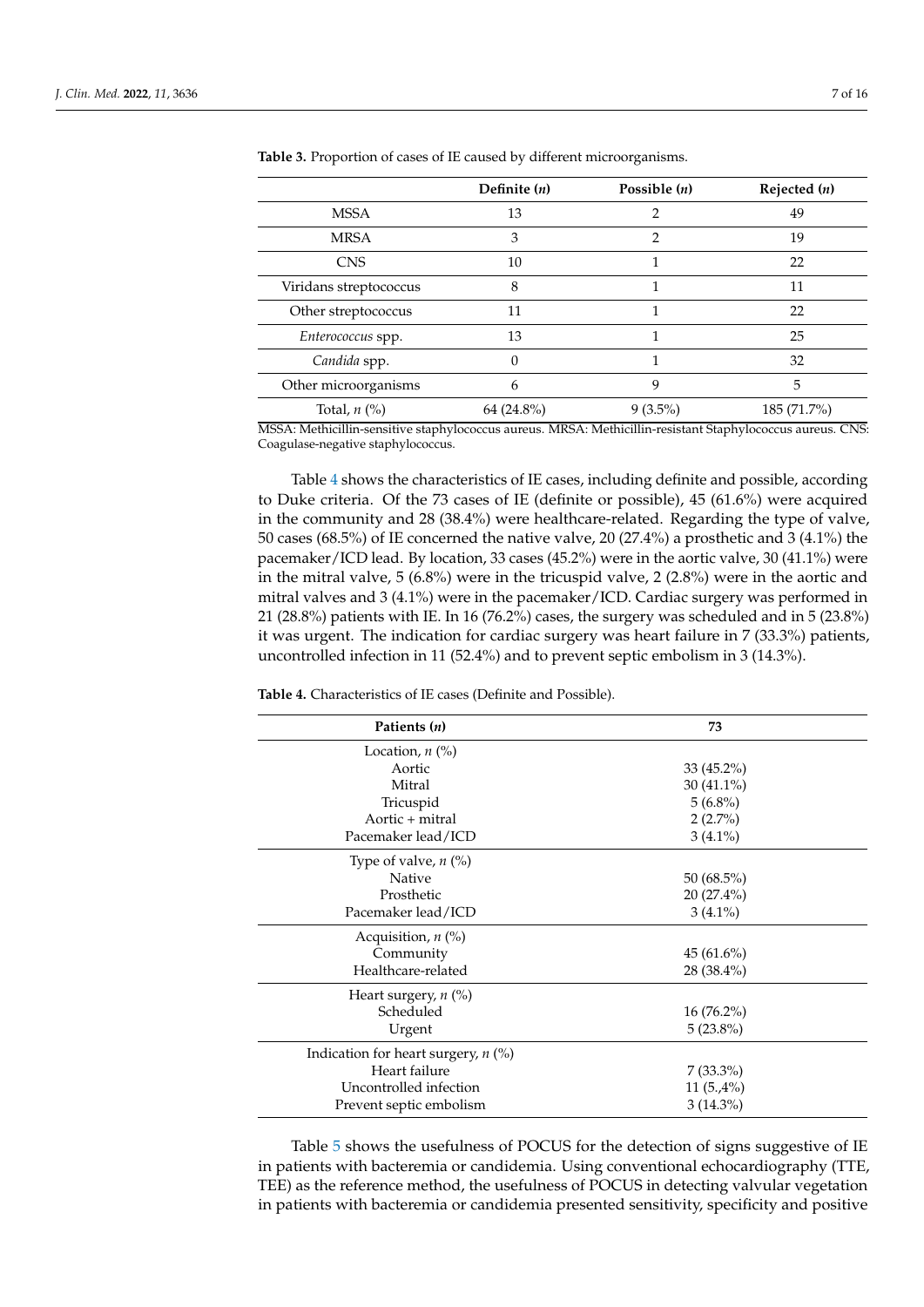**Table 3.** Proportion of cases of IE caused by different microorganisms.

| | Definite (*n*) | Possible (*n*) | Rejected (*n*) |
|---|---|---|---|
| MSSA | 13 | 2 | 49 |
| MRSA | 3 | 2 | 19 |
| CNS | 10 | 1 | 22 |
| Viridans streptococcus | 8 | 1 | 11 |
| Other streptococcus | 11 | 1 | 22 |
| *Enterococcus* spp. | 13 | 1 | 25 |
| *Candida* spp. | 0 | 1 | 32 |
| Other microorganisms | 6 | 9 | 5 |
| Total, *n* (%) | 64 (24.8%) | 9 (3.5%) | 185 (71.7%) |

MSSA: Methicillin-sensitive staphylococcus aureus. MRSA: Methicillin-resistant Staphylococcus aureus. CNS: Coagulase-negative staphylococcus.

Table 4 shows the characteristics of IE cases, including definite and possible, according to Duke criteria. Of the 73 cases of IE (definite or possible), 45 (61.6%) were acquired in the community and 28 (38.4%) were healthcare-related. Regarding the type of valve, 50 cases (68.5%) of IE concerned the native valve, 20 (27.4%) a prosthetic and 3 (4.1%) the pacemaker/ICD lead. By location, 33 cases (45.2%) were in the aortic valve, 30 (41.1%) were in the mitral valve, 5 (6.8%) were in the tricuspid valve, 2 (2.8%) were in the aortic and mitral valves and 3 (4.1%) were in the pacemaker/ICD. Cardiac surgery was performed in 21 (28.8%) patients with IE. In 16 (76.2%) cases, the surgery was scheduled and in 5 (23.8%) it was urgent. The indication for cardiac surgery was heart failure in 7 (33.3%) patients, uncontrolled infection in 11 (52.4%) and to prevent septic embolism in 3 (14.3%).

**Table 4.** Characteristics of IE cases (Definite and Possible).

| Patients (*n*) | 73 |
|---|---|
| Location, *n* (%) | |
| Aortic | 33 (45.2%) |
| Mitral | 30 (41.1%) |
| Tricuspid | 5 (6.8%) |
| Aortic + mitral | 2 (2.7%) |
| Pacemaker lead/ICD | 3 (4.1%) |
| Type of valve, *n* (%) | |
| Native | 50 (68.5%) |
| Prosthetic | 20 (27.4%) |
| Pacemaker lead/ICD | 3 (4.1%) |
| Acquisition, *n* (%) | |
| Community | 45 (61.6%) |
| Healthcare-related | 28 (38.4%) |
| Heart surgery, *n* (%) | |
| Scheduled | 16 (76.2%) |
| Urgent | 5 (23.8%) |
| Indication for heart surgery, *n* (%) | |
| Heart failure | 7 (33.3%) |
| Uncontrolled infection | 11 (5.,4%) |
| Prevent septic embolism | 3 (14.3%) |

Table 5 shows the usefulness of POCUS for the detection of signs suggestive of IE in patients with bacteremia or candidemia. Using conventional echocardiography (TTE, TEE) as the reference method, the usefulness of POCUS in detecting valvular vegetation in patients with bacteremia or candidemia presented sensitivity, specificity and positive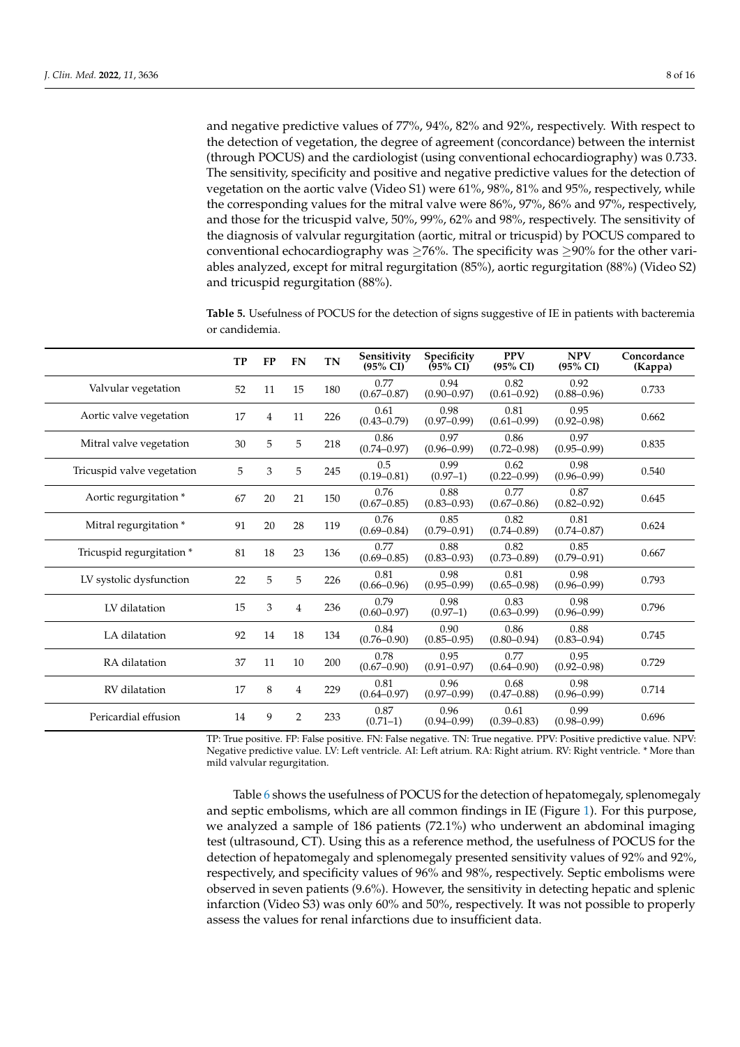and negative predictive values of 77%, 94%, 82% and 92%, respectively. With respect to the detection of vegetation, the degree of agreement (concordance) between the internist (through POCUS) and the cardiologist (using conventional echocardiography) was 0.733. The sensitivity, specificity and positive and negative predictive values for the detection of vegetation on the aortic valve (Video S1) were 61%, 98%, 81% and 95%, respectively, while the corresponding values for the mitral valve were 86%, 97%, 86% and 97%, respectively, and those for the tricuspid valve, 50%, 99%, 62% and 98%, respectively. The sensitivity of the diagnosis of valvular regurgitation (aortic, mitral or tricuspid) by POCUS compared to conventional echocardiography was ≥76%. The specificity was ≥90% for the other variables analyzed, except for mitral regurgitation (85%), aortic regurgitation (88%) (Video S2) and tricuspid regurgitation (88%).

**Table 5.** Usefulness of POCUS for the detection of signs suggestive of IE in patients with bacteremia or candidemia.

| | TP | FP | FN | TN | Sensitivity (95% CI) | Specificity (95% CI) | PPV (95% CI) | NPV (95% CI) | Concordance (Kappa) |
|---|---|---|---|---|---|---|---|---|---|
| Valvular vegetation | 52 | 11 | 15 | 180 | 0.77 (0.67–0.87) | 0.94 (0.90–0.97) | 0.82 (0.61–0.92) | 0.92 (0.88–0.96) | 0.733 |
| Aortic valve vegetation | 17 | 4 | 11 | 226 | 0.61 (0.43–0.79) | 0.98 (0.97–0.99) | 0.81 (0.61–0.99) | 0.95 (0.92–0.98) | 0.662 |
| Mitral valve vegetation | 30 | 5 | 5 | 218 | 0.86 (0.74–0.97) | 0.97 (0.96–0.99) | 0.86 (0.72–0.98) | 0.97 (0.95–0.99) | 0.835 |
| Tricuspid valve vegetation | 5 | 3 | 5 | 245 | 0.5 (0.19–0.81) | 0.99 (0.97–1) | 0.62 (0.22–0.99) | 0.98 (0.96–0.99) | 0.540 |
| Aortic regurgitation * | 67 | 20 | 21 | 150 | 0.76 (0.67–0.85) | 0.88 (0.83–0.93) | 0.77 (0.67–0.86) | 0.87 (0.82–0.92) | 0.645 |
| Mitral regurgitation * | 91 | 20 | 28 | 119 | 0.76 (0.69–0.84) | 0.85 (0.79–0.91) | 0.82 (0.74–0.89) | 0.81 (0.74–0.87) | 0.624 |
| Tricuspid regurgitation * | 81 | 18 | 23 | 136 | 0.77 (0.69–0.85) | 0.88 (0.83–0.93) | 0.82 (0.73–0.89) | 0.85 (0.79–0.91) | 0.667 |
| LV systolic dysfunction | 22 | 5 | 5 | 226 | 0.81 (0.66–0.96) | 0.98 (0.95–0.99) | 0.81 (0.65–0.98) | 0.98 (0.96–0.99) | 0.793 |
| LV dilatation | 15 | 3 | 4 | 236 | 0.79 (0.60–0.97) | 0.98 (0.97–1) | 0.83 (0.63–0.99) | 0.98 (0.96–0.99) | 0.796 |
| LA dilatation | 92 | 14 | 18 | 134 | 0.84 (0.76–0.90) | 0.90 (0.85–0.95) | 0.86 (0.80–0.94) | 0.88 (0.83–0.94) | 0.745 |
| RA dilatation | 37 | 11 | 10 | 200 | 0.78 (0.67–0.90) | 0.95 (0.91–0.97) | 0.77 (0.64–0.90) | 0.95 (0.92–0.98) | 0.729 |
| RV dilatation | 17 | 8 | 4 | 229 | 0.81 (0.64–0.97) | 0.96 (0.97–0.99) | 0.68 (0.47–0.88) | 0.98 (0.96–0.99) | 0.714 |
| Pericardial effusion | 14 | 9 | 2 | 233 | 0.87 (0.71–1) | 0.96 (0.94–0.99) | 0.61 (0.39–0.83) | 0.99 (0.98–0.99) | 0.696 |

TP: True positive. FP: False positive. FN: False negative. TN: True negative. PPV: Positive predictive value. NPV: Negative predictive value. LV: Left ventricle. AI: Left atrium. RA: Right atrium. RV: Right ventricle. * More than mild valvular regurgitation.

Table 6 shows the usefulness of POCUS for the detection of hepatomegaly, splenomegaly and septic embolisms, which are all common findings in IE (Figure 1). For this purpose, we analyzed a sample of 186 patients (72.1%) who underwent an abdominal imaging test (ultrasound, CT). Using this as a reference method, the usefulness of POCUS for the detection of hepatomegaly and splenomegaly presented sensitivity values of 92% and 92%, respectively, and specificity values of 96% and 98%, respectively. Septic embolisms were observed in seven patients (9.6%). However, the sensitivity in detecting hepatic and splenic infarction (Video S3) was only 60% and 50%, respectively. It was not possible to properly assess the values for renal infarctions due to insufficient data.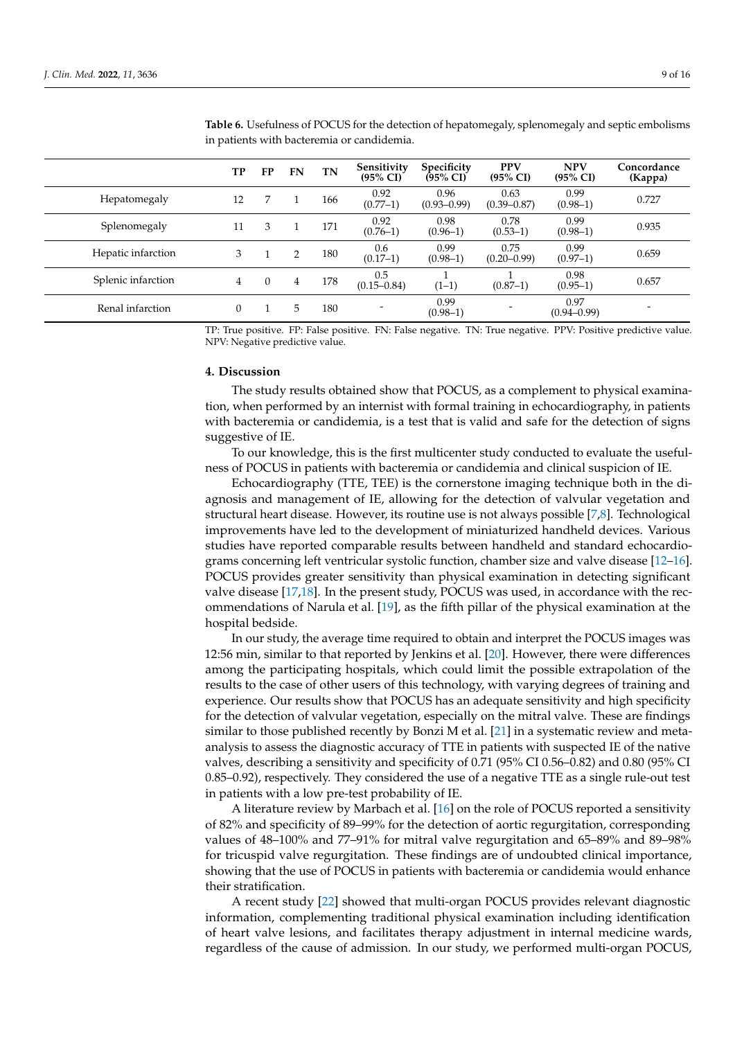**Table 6.** Usefulness of POCUS for the detection of hepatomegaly, splenomegaly and septic embolisms in patients with bacteremia or candidemia.

| | TP | FP | FN | TN | Sensitivity (95% CI) | Specificity (95% CI) | PPV (95% CI) | NPV (95% CI) | Concordance (Kappa) |
|---|---|---|---|---|---|---|---|---|---|
| Hepatomegaly | 12 | 7 | 1 | 166 | 0.92 (0.77–1) | 0.96 (0.93–0.99) | 0.63 (0.39–0.87) | 0.99 (0.98–1) | 0.727 |
| Splenomegaly | 11 | 3 | 1 | 171 | 0.92 (0.76–1) | 0.98 (0.96–1) | 0.78 (0.53–1) | 0.99 (0.98–1) | 0.935 |
| Hepatic infarction | 3 | 1 | 2 | 180 | 0.6 (0.17–1) | 0.99 (0.98–1) | 0.75 (0.20–0.99) | 0.99 (0.97–1) | 0.659 |
| Splenic infarction | 4 | 0 | 4 | 178 | 0.5 (0.15–0.84) | 1 (1–1) | 1 (0.87–1) | 0.98 (0.95–1) | 0.657 |
| Renal infarction | 0 | 1 | 5 | 180 | - | 0.99 (0.98–1) | - | 0.97 (0.94–0.99) | - |

TP: True positive. FP: False positive. FN: False negative. TN: True negative. PPV: Positive predictive value. NPV: Negative predictive value.

## 4. Discussion

The study results obtained show that POCUS, as a complement to physical examination, when performed by an internist with formal training in echocardiography, in patients with bacteremia or candidemia, is a test that is valid and safe for the detection of signs suggestive of IE.

To our knowledge, this is the first multicenter study conducted to evaluate the usefulness of POCUS in patients with bacteremia or candidemia and clinical suspicion of IE.

Echocardiography (TTE, TEE) is the cornerstone imaging technique both in the diagnosis and management of IE, allowing for the detection of valvular vegetation and structural heart disease. However, its routine use is not always possible [7,8]. Technological improvements have led to the development of miniaturized handheld devices. Various studies have reported comparable results between handheld and standard echocardiograms concerning left ventricular systolic function, chamber size and valve disease [12–16]. POCUS provides greater sensitivity than physical examination in detecting significant valve disease [17,18]. In the present study, POCUS was used, in accordance with the recommendations of Narula et al. [19], as the fifth pillar of the physical examination at the hospital bedside.

In our study, the average time required to obtain and interpret the POCUS images was 12:56 min, similar to that reported by Jenkins et al. [20]. However, there were differences among the participating hospitals, which could limit the possible extrapolation of the results to the case of other users of this technology, with varying degrees of training and experience. Our results show that POCUS has an adequate sensitivity and high specificity for the detection of valvular vegetation, especially on the mitral valve. These are findings similar to those published recently by Bonzi M et al. [21] in a systematic review and meta-analysis to assess the diagnostic accuracy of TTE in patients with suspected IE of the native valves, describing a sensitivity and specificity of 0.71 (95% CI 0.56–0.82) and 0.80 (95% CI 0.85–0.92), respectively. They considered the use of a negative TTE as a single rule-out test in patients with a low pre-test probability of IE.

A literature review by Marbach et al. [16] on the role of POCUS reported a sensitivity of 82% and specificity of 89–99% for the detection of aortic regurgitation, corresponding values of 48–100% and 77–91% for mitral valve regurgitation and 65–89% and 89–98% for tricuspid valve regurgitation. These findings are of undoubted clinical importance, showing that the use of POCUS in patients with bacteremia or candidemia would enhance their stratification.

A recent study [22] showed that multi-organ POCUS provides relevant diagnostic information, complementing traditional physical examination including identification of heart valve lesions, and facilitates therapy adjustment in internal medicine wards, regardless of the cause of admission. In our study, we performed multi-organ POCUS,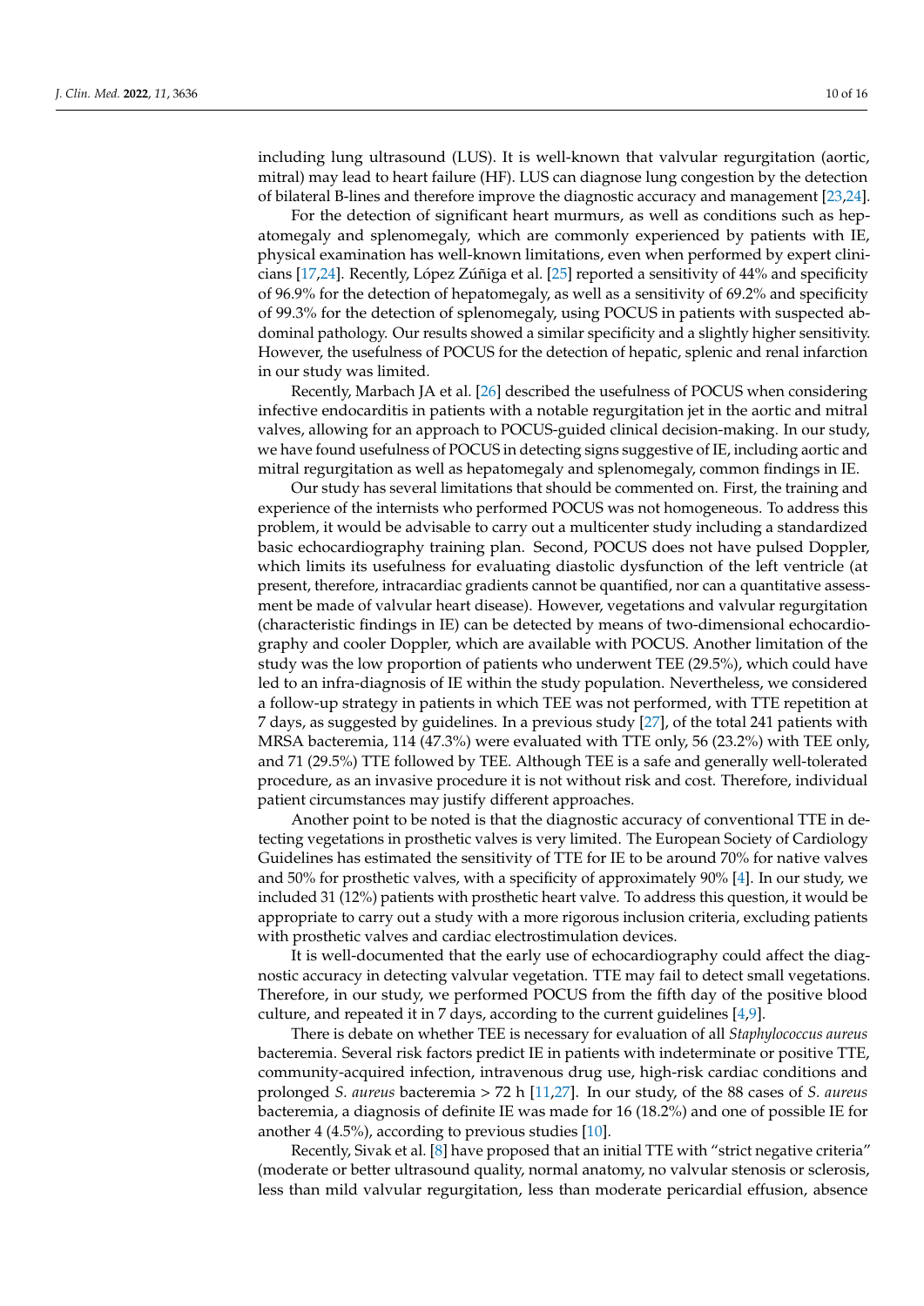including lung ultrasound (LUS). It is well-known that valvular regurgitation (aortic, mitral) may lead to heart failure (HF). LUS can diagnose lung congestion by the detection of bilateral B-lines and therefore improve the diagnostic accuracy and management [23,24].

For the detection of significant heart murmurs, as well as conditions such as hepatomegaly and splenomegaly, which are commonly experienced by patients with IE, physical examination has well-known limitations, even when performed by expert clinicians [17,24]. Recently, López Zúñiga et al. [25] reported a sensitivity of 44% and specificity of 96.9% for the detection of hepatomegaly, as well as a sensitivity of 69.2% and specificity of 99.3% for the detection of splenomegaly, using POCUS in patients with suspected abdominal pathology. Our results showed a similar specificity and a slightly higher sensitivity. However, the usefulness of POCUS for the detection of hepatic, splenic and renal infarction in our study was limited.

Recently, Marbach JA et al. [26] described the usefulness of POCUS when considering infective endocarditis in patients with a notable regurgitation jet in the aortic and mitral valves, allowing for an approach to POCUS-guided clinical decision-making. In our study, we have found usefulness of POCUS in detecting signs suggestive of IE, including aortic and mitral regurgitation as well as hepatomegaly and splenomegaly, common findings in IE.

Our study has several limitations that should be commented on. First, the training and experience of the internists who performed POCUS was not homogeneous. To address this problem, it would be advisable to carry out a multicenter study including a standardized basic echocardiography training plan. Second, POCUS does not have pulsed Doppler, which limits its usefulness for evaluating diastolic dysfunction of the left ventricle (at present, therefore, intracardiac gradients cannot be quantified, nor can a quantitative assessment be made of valvular heart disease). However, vegetations and valvular regurgitation (characteristic findings in IE) can be detected by means of two-dimensional echocardiography and cooler Doppler, which are available with POCUS. Another limitation of the study was the low proportion of patients who underwent TEE (29.5%), which could have led to an infra-diagnosis of IE within the study population. Nevertheless, we considered a follow-up strategy in patients in which TEE was not performed, with TTE repetition at 7 days, as suggested by guidelines. In a previous study [27], of the total 241 patients with MRSA bacteremia, 114 (47.3%) were evaluated with TTE only, 56 (23.2%) with TEE only, and 71 (29.5%) TTE followed by TEE. Although TEE is a safe and generally well-tolerated procedure, as an invasive procedure it is not without risk and cost. Therefore, individual patient circumstances may justify different approaches.

Another point to be noted is that the diagnostic accuracy of conventional TTE in detecting vegetations in prosthetic valves is very limited. The European Society of Cardiology Guidelines has estimated the sensitivity of TTE for IE to be around 70% for native valves and 50% for prosthetic valves, with a specificity of approximately 90% [4]. In our study, we included 31 (12%) patients with prosthetic heart valve. To address this question, it would be appropriate to carry out a study with a more rigorous inclusion criteria, excluding patients with prosthetic valves and cardiac electrostimulation devices.

It is well-documented that the early use of echocardiography could affect the diagnostic accuracy in detecting valvular vegetation. TTE may fail to detect small vegetations. Therefore, in our study, we performed POCUS from the fifth day of the positive blood culture, and repeated it in 7 days, according to the current guidelines [4,9].

There is debate on whether TEE is necessary for evaluation of all *Staphylococcus aureus* bacteremia. Several risk factors predict IE in patients with indeterminate or positive TTE, community-acquired infection, intravenous drug use, high-risk cardiac conditions and prolonged *S. aureus* bacteremia > 72 h [11,27]. In our study, of the 88 cases of *S. aureus* bacteremia, a diagnosis of definite IE was made for 16 (18.2%) and one of possible IE for another 4 (4.5%), according to previous studies [10].

Recently, Sivak et al. [8] have proposed that an initial TTE with "strict negative criteria" (moderate or better ultrasound quality, normal anatomy, no valvular stenosis or sclerosis, less than mild valvular regurgitation, less than moderate pericardial effusion, absence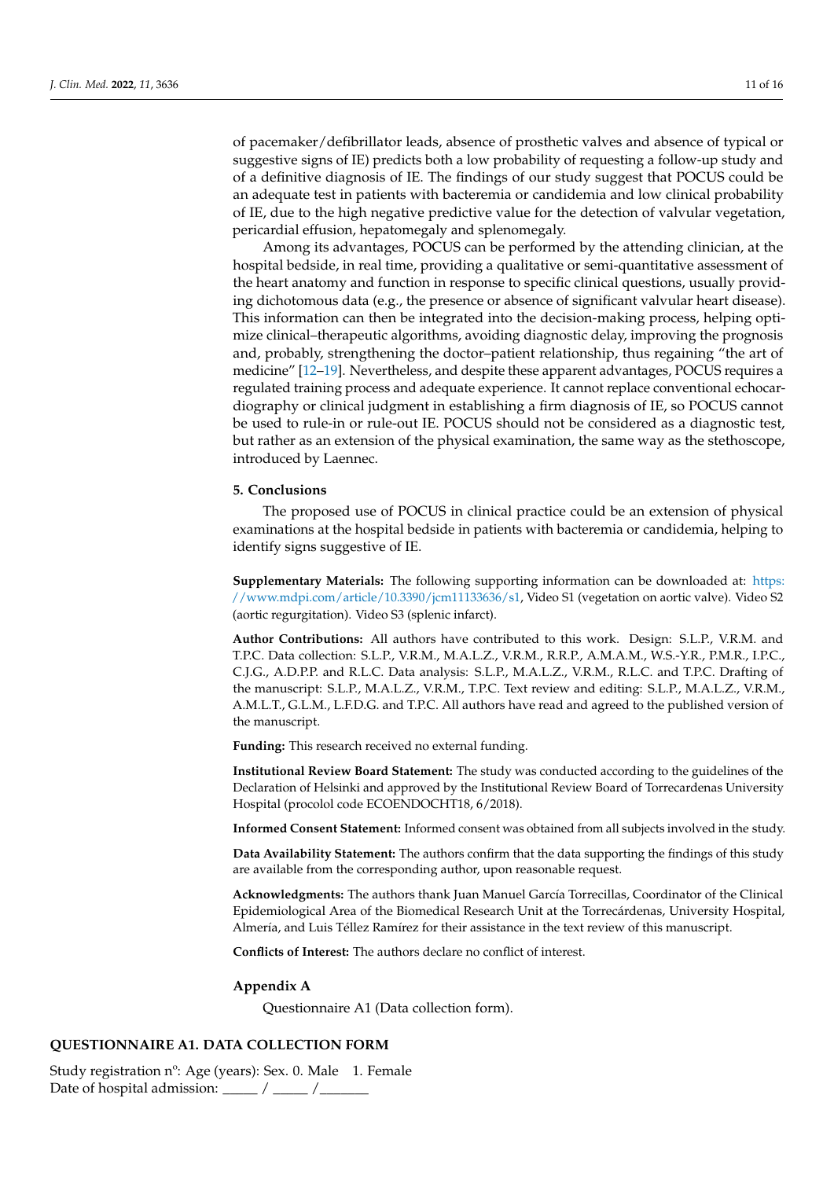of pacemaker/defibrillator leads, absence of prosthetic valves and absence of typical or suggestive signs of IE) predicts both a low probability of requesting a follow-up study and of a definitive diagnosis of IE. The findings of our study suggest that POCUS could be an adequate test in patients with bacteremia or candidemia and low clinical probability of IE, due to the high negative predictive value for the detection of valvular vegetation, pericardial effusion, hepatomegaly and splenomegaly.

Among its advantages, POCUS can be performed by the attending clinician, at the hospital bedside, in real time, providing a qualitative or semi-quantitative assessment of the heart anatomy and function in response to specific clinical questions, usually providing dichotomous data (e.g., the presence or absence of significant valvular heart disease). This information can then be integrated into the decision-making process, helping optimize clinical–therapeutic algorithms, avoiding diagnostic delay, improving the prognosis and, probably, strengthening the doctor–patient relationship, thus regaining "the art of medicine" [12–19]. Nevertheless, and despite these apparent advantages, POCUS requires a regulated training process and adequate experience. It cannot replace conventional echocardiography or clinical judgment in establishing a firm diagnosis of IE, so POCUS cannot be used to rule-in or rule-out IE. POCUS should not be considered as a diagnostic test, but rather as an extension of the physical examination, the same way as the stethoscope, introduced by Laennec.

## 5. Conclusions

The proposed use of POCUS in clinical practice could be an extension of physical examinations at the hospital bedside in patients with bacteremia or candidemia, helping to identify signs suggestive of IE.

**Supplementary Materials:** The following supporting information can be downloaded at: https://www.mdpi.com/article/10.3390/jcm11133636/s1, Video S1 (vegetation on aortic valve). Video S2 (aortic regurgitation). Video S3 (splenic infarct).

**Author Contributions:** All authors have contributed to this work. Design: S.L.P., V.R.M. and T.P.C. Data collection: S.L.P., V.R.M., M.A.L.Z., V.R.M., R.R.P., A.M.A.M., W.S.-Y.R., P.M.R., I.P.C., C.J.G., A.D.P.P. and R.L.C. Data analysis: S.L.P., M.A.L.Z., V.R.M., R.L.C. and T.P.C. Drafting of the manuscript: S.L.P., M.A.L.Z., V.R.M., T.P.C. Text review and editing: S.L.P., M.A.L.Z., V.R.M., A.M.L.T., G.L.M., L.F.D.G. and T.P.C. All authors have read and agreed to the published version of the manuscript.

**Funding:** This research received no external funding.

**Institutional Review Board Statement:** The study was conducted according to the guidelines of the Declaration of Helsinki and approved by the Institutional Review Board of Torrecardenas University Hospital (procolol code ECOENDOCHT18, 6/2018).

**Informed Consent Statement:** Informed consent was obtained from all subjects involved in the study.

**Data Availability Statement:** The authors confirm that the data supporting the findings of this study are available from the corresponding author, upon reasonable request.

**Acknowledgments:** The authors thank Juan Manuel García Torrecillas, Coordinator of the Clinical Epidemiological Area of the Biomedical Research Unit at the Torrecárdenas, University Hospital, Almería, and Luis Téllez Ramírez for their assistance in the text review of this manuscript.

**Conflicts of Interest:** The authors declare no conflict of interest.

## Appendix A

Questionnaire A1 (Data collection form).

### QUESTIONNAIRE A1. DATA COLLECTION FORM

Study registration nº: Age (years): Sex. 0. Male 1. Female
Date of hospital admission: _____ / _____ /_______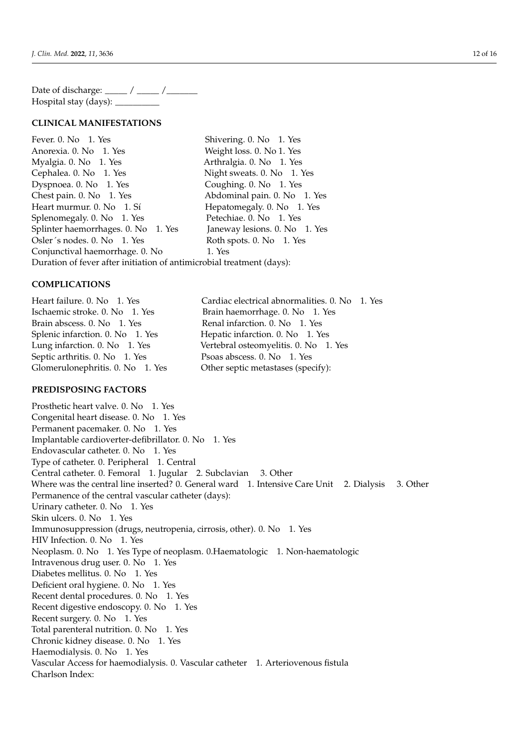Date of discharge: _____ / _____ /_______
Hospital stay (days): __________

## CLINICAL MANIFESTATIONS

Fever. 0. No 1. Yes
Shivering. 0. No 1. Yes
Anorexia. 0. No 1. Yes
Weight loss. 0. No 1. Yes
Myalgia. 0. No 1. Yes
Arthralgia. 0. No 1. Yes
Cephalea. 0. No 1. Yes
Night sweats. 0. No 1. Yes
Dyspnoea. 0. No 1. Yes
Coughing. 0. No 1. Yes
Chest pain. 0. No 1. Yes
Abdominal pain. 0. No 1. Yes
Heart murmur. 0. No 1. Sí
Hepatomegaly. 0. No 1. Yes
Splenomegaly. 0. No 1. Yes
Petechiae. 0. No 1. Yes
Splinter haemorrhages. 0. No 1. Yes
Janeway lesions. 0. No 1. Yes
Osler´s nodes. 0. No 1. Yes
Roth spots. 0. No 1. Yes
Conjunctival haemorrhage. 0. No 1. Yes
Duration of fever after initiation of antimicrobial treatment (days):

## COMPLICATIONS

Heart failure. 0. No 1. Yes
Cardiac electrical abnormalities. 0. No 1. Yes
Ischaemic stroke. 0. No 1. Yes
Brain haemorrhage. 0. No 1. Yes
Brain abscess. 0. No 1. Yes
Renal infarction. 0. No 1. Yes
Splenic infarction. 0. No 1. Yes
Hepatic infarction. 0. No 1. Yes
Lung infarction. 0. No 1. Yes
Vertebral osteomyelitis. 0. No 1. Yes
Septic arthritis. 0. No 1. Yes
Psoas abscess. 0. No 1. Yes
Glomerulonephritis. 0. No 1. Yes
Other septic metastases (specify):

## PREDISPOSING FACTORS

Prosthetic heart valve. 0. No 1. Yes
Congenital heart disease. 0. No 1. Yes
Permanent pacemaker. 0. No 1. Yes
Implantable cardioverter-defibrillator. 0. No 1. Yes
Endovascular catheter. 0. No 1. Yes
Type of catheter. 0. Peripheral 1. Central
Central catheter. 0. Femoral 1. Jugular 2. Subclavian 3. Other
Where was the central line inserted? 0. General ward 1. Intensive Care Unit 2. Dialysis 3. Other
Permanence of the central vascular catheter (days):
Urinary catheter. 0. No 1. Yes
Skin ulcers. 0. No 1. Yes
Immunosuppression (drugs, neutropenia, cirrosis, other). 0. No 1. Yes
HIV Infection. 0. No 1. Yes
Neoplasm. 0. No 1. Yes Type of neoplasm. 0.Haematologic 1. Non-haematologic
Intravenous drug user. 0. No 1. Yes
Diabetes mellitus. 0. No 1. Yes
Deficient oral hygiene. 0. No 1. Yes
Recent dental procedures. 0. No 1. Yes
Recent digestive endoscopy. 0. No 1. Yes
Recent surgery. 0. No 1. Yes
Total parenteral nutrition. 0. No 1. Yes
Chronic kidney disease. 0. No 1. Yes
Haemodialysis. 0. No 1. Yes
Vascular Access for haemodialysis. 0. Vascular catheter 1. Arteriovenous fistula
Charlson Index: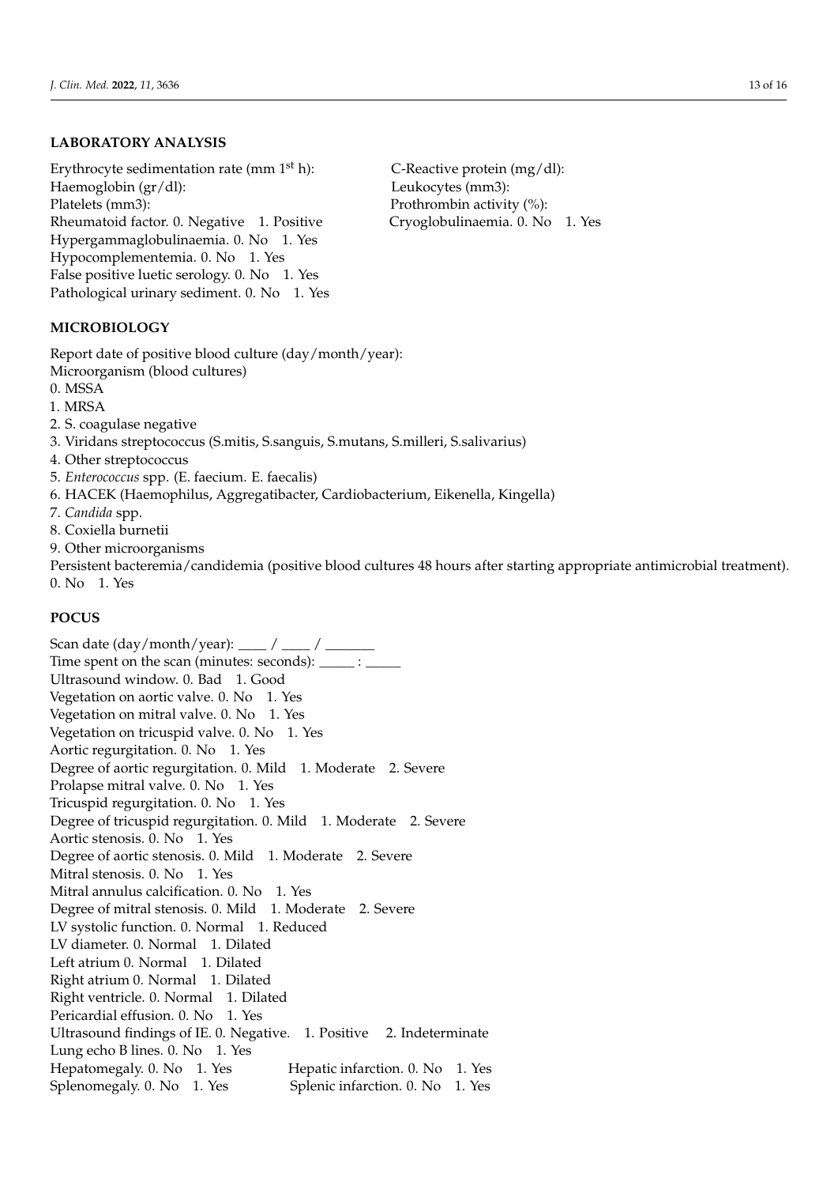**LABORATORY ANALYSIS**

Erythrocyte sedimentation rate (mm 1st h):
C-Reactive protein (mg/dl):
Haemoglobin (gr/dl):
Leukocytes (mm3):
Platelets (mm3):
Prothrombin activity (%):
Rheumatoid factor. 0. Negative 1. Positive
Cryoglobulinaemia. 0. No 1. Yes
Hypergammaglobulinaemia. 0. No 1. Yes
Hypocomplementemia. 0. No 1. Yes
False positive luetic serology. 0. No 1. Yes
Pathological urinary sediment. 0. No 1. Yes

**MICROBIOLOGY**

Report date of positive blood culture (day/month/year):
Microorganism (blood cultures)
0. MSSA
1. MRSA
2. S. coagulase negative
3. Viridans streptococcus (S.mitis, S.sanguis, S.mutans, S.milleri, S.salivarius)
4. Other streptococcus
5. *Enterococcus* spp. (E. faecium. E. faecalis)
6. HACEK (Haemophilus, Aggregatibacter, Cardiobacterium, Eikenella, Kingella)
7. *Candida* spp.
8. Coxiella burnetii
9. Other microorganisms

Persistent bacteremia/candidemia (positive blood cultures 48 hours after starting appropriate antimicrobial treatment). 0. No 1. Yes

**POCUS**

Scan date (day/month/year): ____ / ____ / _______
Time spent on the scan (minutes: seconds): _____ : _____
Ultrasound window. 0. Bad 1. Good
Vegetation on aortic valve. 0. No 1. Yes
Vegetation on mitral valve. 0. No 1. Yes
Vegetation on tricuspid valve. 0. No 1. Yes
Aortic regurgitation. 0. No 1. Yes
Degree of aortic regurgitation. 0. Mild 1. Moderate 2. Severe
Prolapse mitral valve. 0. No 1. Yes
Tricuspid regurgitation. 0. No 1. Yes
Degree of tricuspid regurgitation. 0. Mild 1. Moderate 2. Severe
Aortic stenosis. 0. No 1. Yes
Degree of aortic stenosis. 0. Mild 1. Moderate 2. Severe
Mitral stenosis. 0. No 1. Yes
Mitral annulus calcification. 0. No 1. Yes
Degree of mitral stenosis. 0. Mild 1. Moderate 2. Severe
LV systolic function. 0. Normal 1. Reduced
LV diameter. 0. Normal 1. Dilated
Left atrium 0. Normal 1. Dilated
Right atrium 0. Normal 1. Dilated
Right ventricle. 0. Normal 1. Dilated
Pericardial effusion. 0. No 1. Yes
Ultrasound findings of IE. 0. Negative. 1. Positive 2. Indeterminate
Lung echo B lines. 0. No 1. Yes
Hepatomegaly. 0. No 1. Yes
Hepatic infarction. 0. No 1. Yes
Splenomegaly. 0. No 1. Yes
Splenic infarction. 0. No 1. Yes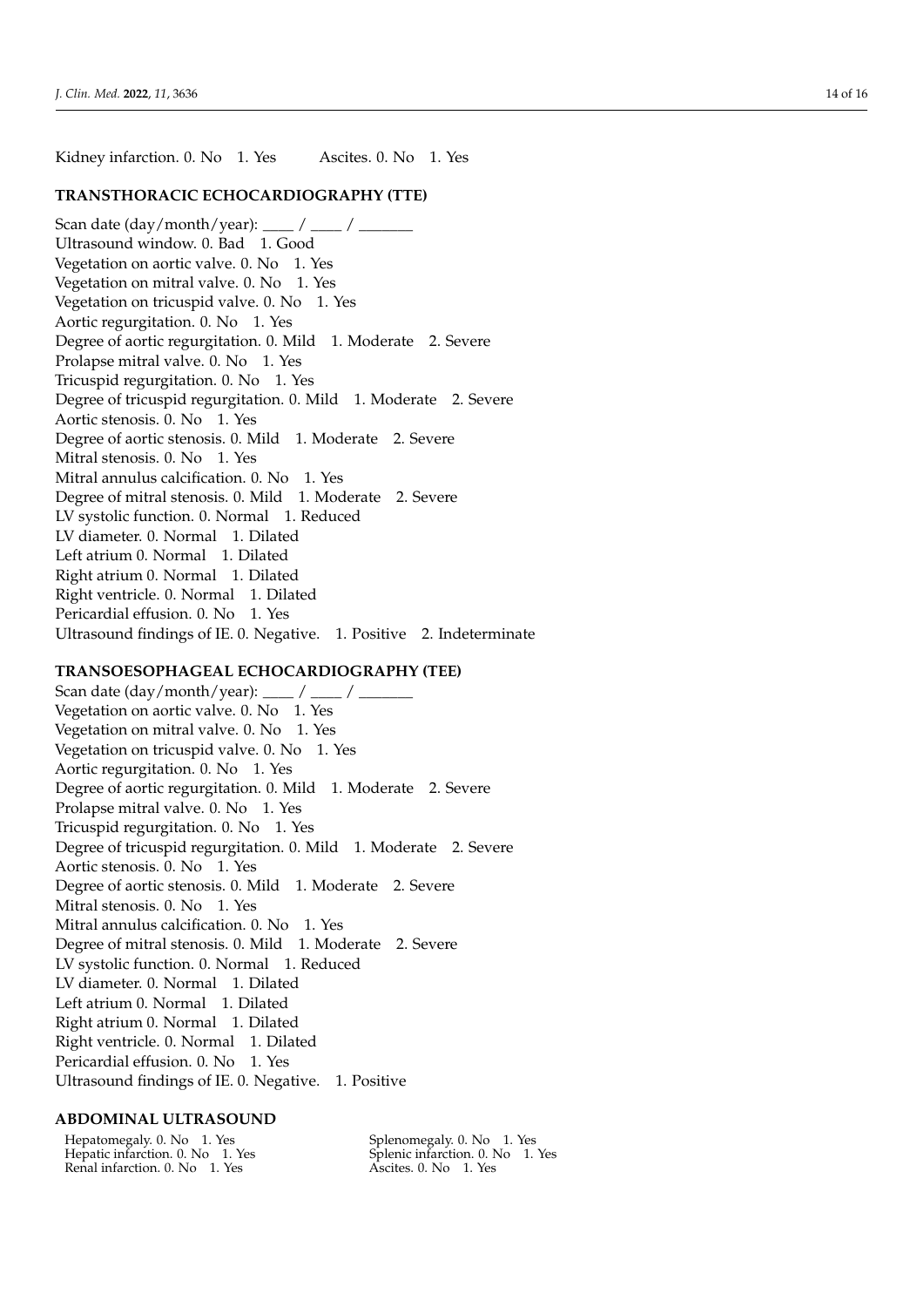Kidney infarction. 0. No 1. Yes Ascites. 0. No 1. Yes

**TRANSTHORACIC ECHOCARDIOGRAPHY (TTE)**

Scan date (day/month/year): ____ / ____ / _______  
Ultrasound window. 0. Bad 1. Good  
Vegetation on aortic valve. 0. No 1. Yes  
Vegetation on mitral valve. 0. No 1. Yes  
Vegetation on tricuspid valve. 0. No 1. Yes  
Aortic regurgitation. 0. No 1. Yes  
Degree of aortic regurgitation. 0. Mild 1. Moderate 2. Severe  
Prolapse mitral valve. 0. No 1. Yes  
Tricuspid regurgitation. 0. No 1. Yes  
Degree of tricuspid regurgitation. 0. Mild 1. Moderate 2. Severe  
Aortic stenosis. 0. No 1. Yes  
Degree of aortic stenosis. 0. Mild 1. Moderate 2. Severe  
Mitral stenosis. 0. No 1. Yes  
Mitral annulus calcification. 0. No 1. Yes  
Degree of mitral stenosis. 0. Mild 1. Moderate 2. Severe  
LV systolic function. 0. Normal 1. Reduced  
LV diameter. 0. Normal 1. Dilated  
Left atrium 0. Normal 1. Dilated  
Right atrium 0. Normal 1. Dilated  
Right ventricle. 0. Normal 1. Dilated  
Pericardial effusion. 0. No 1. Yes  
Ultrasound findings of IE. 0. Negative. 1. Positive 2. Indeterminate

**TRANSOESOPHAGEAL ECHOCARDIOGRAPHY (TEE)**

Scan date (day/month/year): ____ / ____ / _______  
Vegetation on aortic valve. 0. No 1. Yes  
Vegetation on mitral valve. 0. No 1. Yes  
Vegetation on tricuspid valve. 0. No 1. Yes  
Aortic regurgitation. 0. No 1. Yes  
Degree of aortic regurgitation. 0. Mild 1. Moderate 2. Severe  
Prolapse mitral valve. 0. No 1. Yes  
Tricuspid regurgitation. 0. No 1. Yes  
Degree of tricuspid regurgitation. 0. Mild 1. Moderate 2. Severe  
Aortic stenosis. 0. No 1. Yes  
Degree of aortic stenosis. 0. Mild 1. Moderate 2. Severe  
Mitral stenosis. 0. No 1. Yes  
Mitral annulus calcification. 0. No 1. Yes  
Degree of mitral stenosis. 0. Mild 1. Moderate 2. Severe  
LV systolic function. 0. Normal 1. Reduced  
LV diameter. 0. Normal 1. Dilated  
Left atrium 0. Normal 1. Dilated  
Right atrium 0. Normal 1. Dilated  
Right ventricle. 0. Normal 1. Dilated  
Pericardial effusion. 0. No 1. Yes  
Ultrasound findings of IE. 0. Negative. 1. Positive

**ABDOMINAL ULTRASOUND**

Hepatomegaly. 0. No 1. Yes  
Hepatic infarction. 0. No 1. Yes  
Renal infarction. 0. No 1. Yes  
Splenomegaly. 0. No 1. Yes  
Splenic infarction. 0. No 1. Yes  
Ascites. 0. No 1. Yes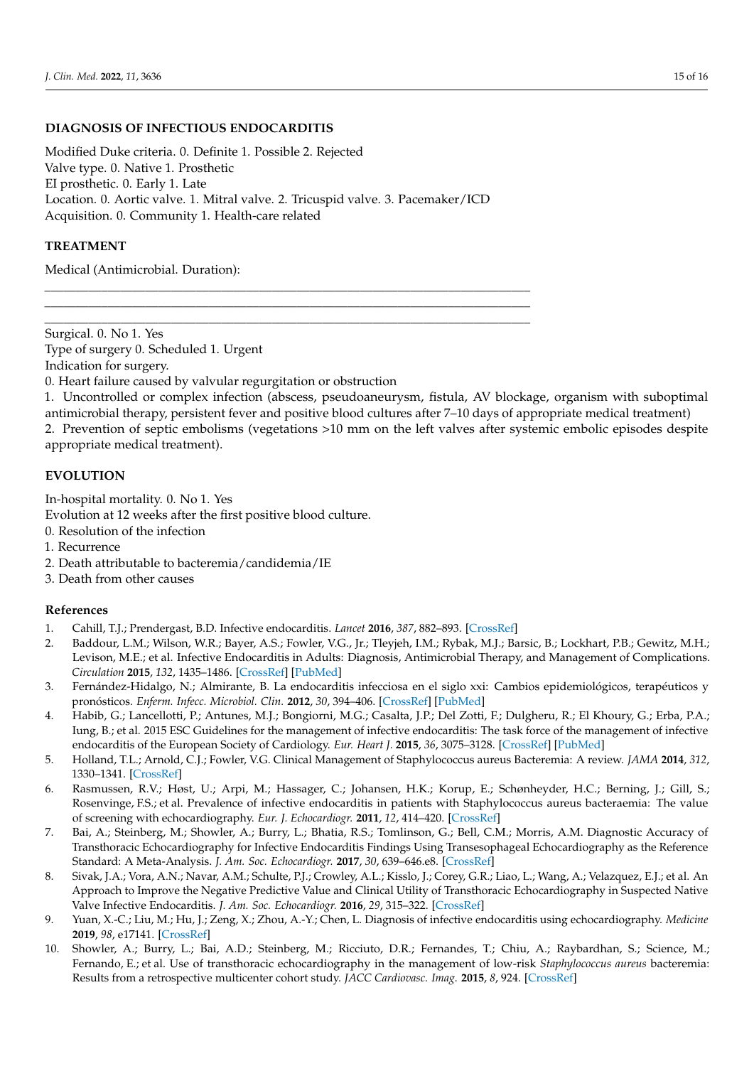**DIAGNOSIS OF INFECTIOUS ENDOCARDITIS**

Modified Duke criteria. 0. Definite 1. Possible 2. Rejected
Valve type. 0. Native 1. Prosthetic
EI prosthetic. 0. Early 1. Late
Location. 0. Aortic valve. 1. Mitral valve. 2. Tricuspid valve. 3. Pacemaker/ICD
Acquisition. 0. Community 1. Health-care related

**TREATMENT**

Medical (Antimicrobial. Duration):

\_\_\_\_\_\_\_\_\_\_\_\_\_\_\_\_\_\_\_\_\_\_\_\_\_\_\_\_\_\_\_\_\_\_\_\_\_\_\_\_\_\_\_\_\_\_\_\_\_\_\_\_\_\_\_\_\_\_\_\_\_\_\_\_\_\_\_\_\_\_
\_\_\_\_\_\_\_\_\_\_\_\_\_\_\_\_\_\_\_\_\_\_\_\_\_\_\_\_\_\_\_\_\_\_\_\_\_\_\_\_\_\_\_\_\_\_\_\_\_\_\_\_\_\_\_\_\_\_\_\_\_\_\_\_\_\_\_\_\_\_
\_\_\_\_\_\_\_\_\_\_\_\_\_\_\_\_\_\_\_\_\_\_\_\_\_\_\_\_\_\_\_\_\_\_\_\_\_\_\_\_\_\_\_\_\_\_\_\_\_\_\_\_\_\_\_\_\_\_\_\_\_\_\_\_\_\_\_\_\_\_

Surgical. 0. No 1. Yes
Type of surgery 0. Scheduled 1. Urgent
Indication for surgery.
0. Heart failure caused by valvular regurgitation or obstruction
1. Uncontrolled or complex infection (abscess, pseudoaneurysm, fistula, AV blockage, organism with suboptimal antimicrobial therapy, persistent fever and positive blood cultures after 7–10 days of appropriate medical treatment)
2. Prevention of septic embolisms (vegetations >10 mm on the left valves after systemic embolic episodes despite appropriate medical treatment).

**EVOLUTION**

In-hospital mortality. 0. No 1. Yes
Evolution at 12 weeks after the first positive blood culture.
0. Resolution of the infection
1. Recurrence
2. Death attributable to bacteremia/candidemia/IE
3. Death from other causes

## References

1. Cahill, T.J.; Prendergast, B.D. Infective endocarditis. *Lancet* **2016**, *387*, 882–893. [CrossRef]
2. Baddour, L.M.; Wilson, W.R.; Bayer, A.S.; Fowler, V.G., Jr.; Tleyjeh, I.M.; Rybak, M.J.; Barsic, B.; Lockhart, P.B.; Gewitz, M.H.; Levison, M.E.; et al. Infective Endocarditis in Adults: Diagnosis, Antimicrobial Therapy, and Management of Complications. *Circulation* **2015**, *132*, 1435–1486. [CrossRef] [PubMed]
3. Fernández-Hidalgo, N.; Almirante, B. La endocarditis infecciosa en el siglo xxi: Cambios epidemiológicos, terapéuticos y pronósticos. *Enferm. Infecc. Microbiol. Clin.* **2012**, *30*, 394–406. [CrossRef] [PubMed]
4. Habib, G.; Lancellotti, P.; Antunes, M.J.; Bongiorni, M.G.; Casalta, J.P.; Del Zotti, F.; Dulgheru, R.; El Khoury, G.; Erba, P.A.; Iung, B.; et al. 2015 ESC Guidelines for the management of infective endocarditis: The task force of the management of infective endocarditis of the European Society of Cardiology. *Eur. Heart J.* **2015**, *36*, 3075–3128. [CrossRef] [PubMed]
5. Holland, T.L.; Arnold, C.J.; Fowler, V.G. Clinical Management of Staphylococcus aureus Bacteremia: A review. *JAMA* **2014**, *312*, 1330–1341. [CrossRef]
6. Rasmussen, R.V.; Høst, U.; Arpi, M.; Hassager, C.; Johansen, H.K.; Korup, E.; Schønheyder, H.C.; Berning, J.; Gill, S.; Rosenvinge, F.S.; et al. Prevalence of infective endocarditis in patients with Staphylococcus aureus bacteraemia: The value of screening with echocardiography. *Eur. J. Echocardiogr.* **2011**, *12*, 414–420. [CrossRef]
7. Bai, A.; Steinberg, M.; Showler, A.; Burry, L.; Bhatia, R.S.; Tomlinson, G.; Bell, C.M.; Morris, A.M. Diagnostic Accuracy of Transthoracic Echocardiography for Infective Endocarditis Findings Using Transesophageal Echocardiography as the Reference Standard: A Meta-Analysis. *J. Am. Soc. Echocardiogr.* **2017**, *30*, 639–646.e8. [CrossRef]
8. Sivak, J.A.; Vora, A.N.; Navar, A.M.; Schulte, P.J.; Crowley, A.L.; Kisslo, J.; Corey, G.R.; Liao, L.; Wang, A.; Velazquez, E.J.; et al. An Approach to Improve the Negative Predictive Value and Clinical Utility of Transthoracic Echocardiography in Suspected Native Valve Infective Endocarditis. *J. Am. Soc. Echocardiogr.* **2016**, *29*, 315–322. [CrossRef]
9. Yuan, X.-C.; Liu, M.; Hu, J.; Zeng, X.; Zhou, A.-Y.; Chen, L. Diagnosis of infective endocarditis using echocardiography. *Medicine* **2019**, *98*, e17141. [CrossRef]
10. Showler, A.; Burry, L.; Bai, A.D.; Steinberg, M.; Ricciuto, D.R.; Fernandes, T.; Chiu, A.; Raybardhan, S.; Science, M.; Fernando, E.; et al. Use of transthoracic echocardiography in the management of low-risk *Staphylococcus aureus* bacteremia: Results from a retrospective multicenter cohort study. *JACC Cardiovasc. Imag.* **2015**, *8*, 924. [CrossRef]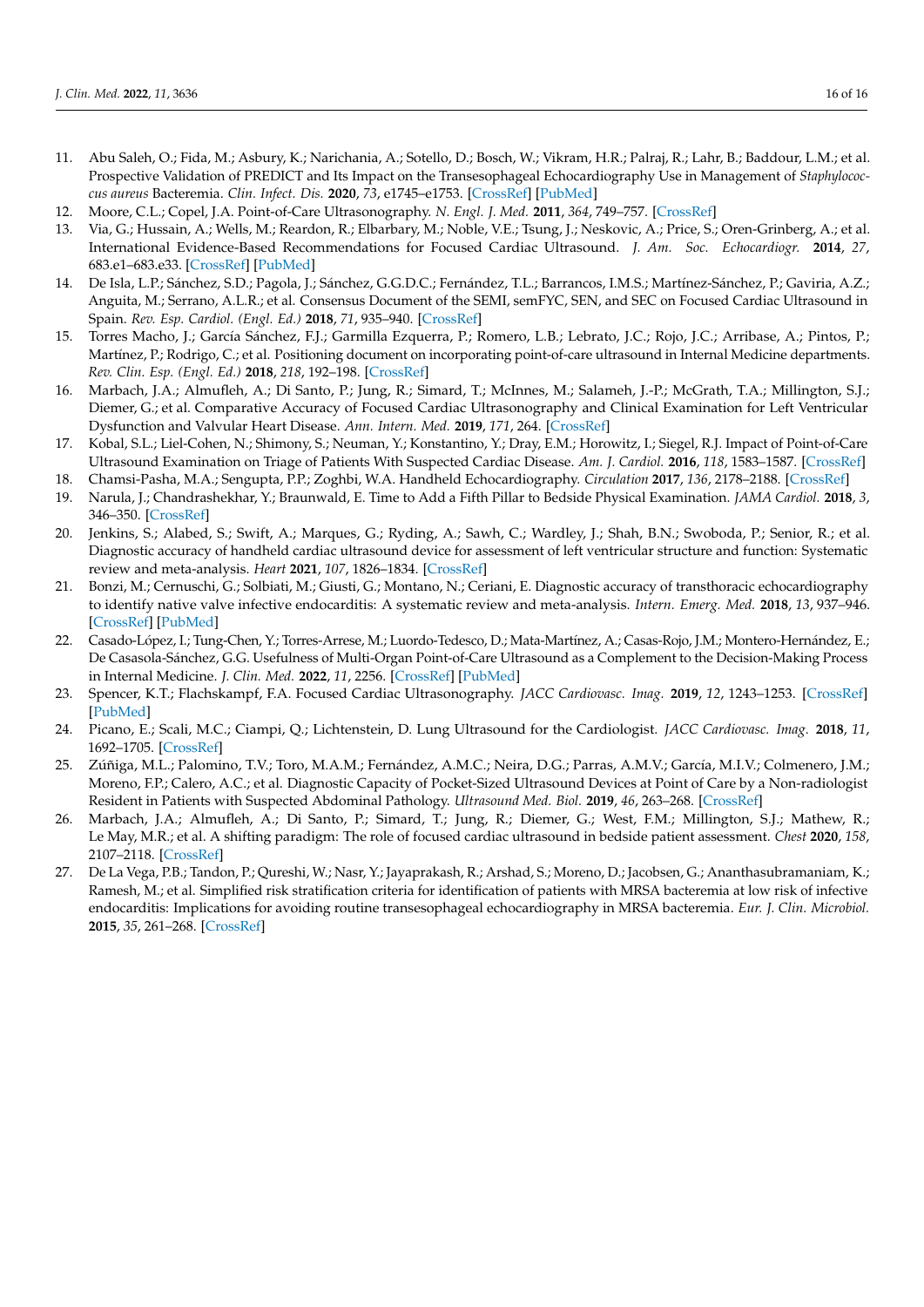11. Abu Saleh, O.; Fida, M.; Asbury, K.; Narichania, A.; Sotello, D.; Bosch, W.; Vikram, H.R.; Palraj, R.; Lahr, B.; Baddour, L.M.; et al. Prospective Validation of PREDICT and Its Impact on the Transesophageal Echocardiography Use in Management of *Staphylococcus aureus* Bacteremia. *Clin. Infect. Dis.* **2020**, *73*, e1745–e1753. [CrossRef] [PubMed]
12. Moore, C.L.; Copel, J.A. Point-of-Care Ultrasonography. *N. Engl. J. Med.* **2011**, *364*, 749–757. [CrossRef]
13. Via, G.; Hussain, A.; Wells, M.; Reardon, R.; Elbarbary, M.; Noble, V.E.; Tsung, J.; Neskovic, A.; Price, S.; Oren-Grinberg, A.; et al. International Evidence-Based Recommendations for Focused Cardiac Ultrasound. *J. Am. Soc. Echocardiogr.* **2014**, *27*, 683.e1–683.e33. [CrossRef] [PubMed]
14. De Isla, L.P.; Sánchez, S.D.; Pagola, J.; Sánchez, G.G.D.C.; Fernández, T.L.; Barrancos, I.M.S.; Martínez-Sánchez, P.; Gaviria, A.Z.; Anguita, M.; Serrano, A.L.R.; et al. Consensus Document of the SEMI, semFYC, SEN, and SEC on Focused Cardiac Ultrasound in Spain. *Rev. Esp. Cardiol. (Engl. Ed.)* **2018**, *71*, 935–940. [CrossRef]
15. Torres Macho, J.; García Sánchez, F.J.; Garmilla Ezquerra, P.; Romero, L.B.; Lebrato, J.C.; Rojo, J.C.; Arribase, A.; Pintos, P.; Martínez, P.; Rodrigo, C.; et al. Positioning document on incorporating point-of-care ultrasound in Internal Medicine departments. *Rev. Clin. Esp. (Engl. Ed.)* **2018**, *218*, 192–198. [CrossRef]
16. Marbach, J.A.; Almufleh, A.; Di Santo, P.; Jung, R.; Simard, T.; McInnes, M.; Salameh, J.-P.; McGrath, T.A.; Millington, S.J.; Diemer, G.; et al. Comparative Accuracy of Focused Cardiac Ultrasonography and Clinical Examination for Left Ventricular Dysfunction and Valvular Heart Disease. *Ann. Intern. Med.* **2019**, *171*, 264. [CrossRef]
17. Kobal, S.L.; Liel-Cohen, N.; Shimony, S.; Neuman, Y.; Konstantino, Y.; Dray, E.M.; Horowitz, I.; Siegel, R.J. Impact of Point-of-Care Ultrasound Examination on Triage of Patients With Suspected Cardiac Disease. *Am. J. Cardiol.* **2016**, *118*, 1583–1587. [CrossRef]
18. Chamsi-Pasha, M.A.; Sengupta, P.P.; Zoghbi, W.A. Handheld Echocardiography. *Circulation* **2017**, *136*, 2178–2188. [CrossRef]
19. Narula, J.; Chandrashekhar, Y.; Braunwald, E. Time to Add a Fifth Pillar to Bedside Physical Examination. *JAMA Cardiol.* **2018**, *3*, 346–350. [CrossRef]
20. Jenkins, S.; Alabed, S.; Swift, A.; Marques, G.; Ryding, A.; Sawh, C.; Wardley, J.; Shah, B.N.; Swoboda, P.; Senior, R.; et al. Diagnostic accuracy of handheld cardiac ultrasound device for assessment of left ventricular structure and function: Systematic review and meta-analysis. *Heart* **2021**, *107*, 1826–1834. [CrossRef]
21. Bonzi, M.; Cernuschi, G.; Solbiati, M.; Giusti, G.; Montano, N.; Ceriani, E. Diagnostic accuracy of transthoracic echocardiography to identify native valve infective endocarditis: A systematic review and meta-analysis. *Intern. Emerg. Med.* **2018**, *13*, 937–946. [CrossRef] [PubMed]
22. Casado-López, I.; Tung-Chen, Y.; Torres-Arrese, M.; Luordo-Tedesco, D.; Mata-Martínez, A.; Casas-Rojo, J.M.; Montero-Hernández, E.; De Casasola-Sánchez, G.G. Usefulness of Multi-Organ Point-of-Care Ultrasound as a Complement to the Decision-Making Process in Internal Medicine. *J. Clin. Med.* **2022**, *11*, 2256. [CrossRef] [PubMed]
23. Spencer, K.T.; Flachskampf, F.A. Focused Cardiac Ultrasonography. *JACC Cardiovasc. Imag.* **2019**, *12*, 1243–1253. [CrossRef] [PubMed]
24. Picano, E.; Scali, M.C.; Ciampi, Q.; Lichtenstein, D. Lung Ultrasound for the Cardiologist. *JACC Cardiovasc. Imag.* **2018**, *11*, 1692–1705. [CrossRef]
25. Zúñiga, M.L.; Palomino, T.V.; Toro, M.A.M.; Fernández, A.M.C.; Neira, D.G.; Parras, A.M.V.; García, M.I.V.; Colmenero, J.M.; Moreno, F.P.; Calero, A.C.; et al. Diagnostic Capacity of Pocket-Sized Ultrasound Devices at Point of Care by a Non-radiologist Resident in Patients with Suspected Abdominal Pathology. *Ultrasound Med. Biol.* **2019**, *46*, 263–268. [CrossRef]
26. Marbach, J.A.; Almufleh, A.; Di Santo, P.; Simard, T.; Jung, R.; Diemer, G.; West, F.M.; Millington, S.J.; Mathew, R.; Le May, M.R.; et al. A shifting paradigm: The role of focused cardiac ultrasound in bedside patient assessment. *Chest* **2020**, *158*, 2107–2118. [CrossRef]
27. De La Vega, P.B.; Tandon, P.; Qureshi, W.; Nasr, Y.; Jayaprakash, R.; Arshad, S.; Moreno, D.; Jacobsen, G.; Ananthasubramaniam, K.; Ramesh, M.; et al. Simplified risk stratification criteria for identification of patients with MRSA bacteremia at low risk of infective endocarditis: Implications for avoiding routine transesophageal echocardiography in MRSA bacteremia. *Eur. J. Clin. Microbiol.* **2015**, *35*, 261–268. [CrossRef]